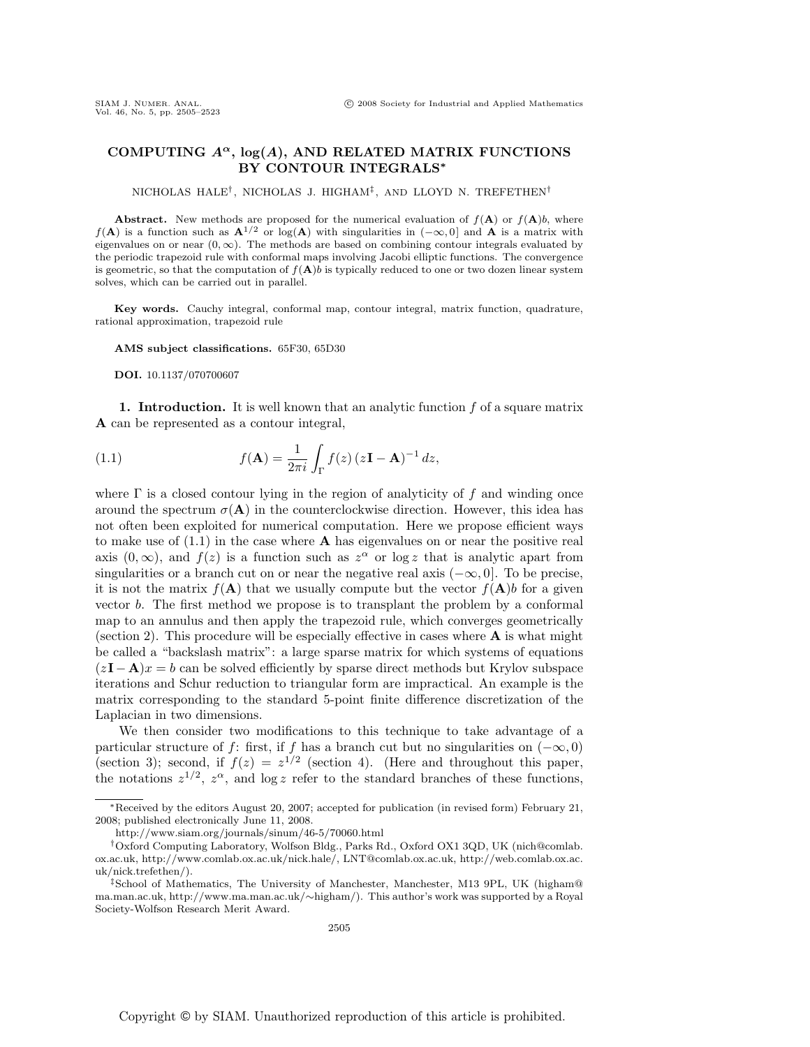# COMPUTING $A^\alpha$, $\log(A)$, AND RELATED MATRIX FUNCTIONS BY CONTOUR INTEGRALS*

NICHOLAS HALE[†], NICHOLAS J. HIGHAM[‡], AND LLOYD N. TREFETHEN[†]

**Abstract.** New methods are proposed for the numerical evaluation of $f(\mathbf{A})$ or $f(\mathbf{A})b$, where $f(\mathbf{A})$ is a function such as $\mathbf{A}^{1/2}$ or $\log(\mathbf{A})$ with singularities in $(-\infty, 0]$ and $\mathbf{A}$ is a matrix with eigenvalues on or near $(0, \infty)$. The methods are based on combining contour integrals evaluated by the periodic trapezoid rule with conformal maps involving Jacobi elliptic functions. The convergence is geometric, so that the computation of $f(\mathbf{A})b$ is typically reduced to one or two dozen linear system solves, which can be carried out in parallel.

**Key words.** Cauchy integral, conformal map, contour integral, matrix function, quadrature, rational approximation, trapezoid rule

**AMS subject classifications.** 65F30, 65D30

**DOI.** 10.1137/070700607

**1. Introduction.** It is well known that an analytic function $f$ of a square matrix $\mathbf{A}$ can be represented as a contour integral,

$$f(\mathbf{A}) = \frac{1}{2\pi i} \int_\Gamma f(z) \, (z\mathbf{I} - \mathbf{A})^{-1} \, dz, \tag{1.1}$$

where $\Gamma$ is a closed contour lying in the region of analyticity of $f$ and winding once around the spectrum $\sigma(\mathbf{A})$ in the counterclockwise direction. However, this idea has not often been exploited for numerical computation. Here we propose efficient ways to make use of (1.1) in the case where $\mathbf{A}$ has eigenvalues on or near the positive real axis $(0, \infty)$, and $f(z)$ is a function such as $z^\alpha$ or $\log z$ that is analytic apart from singularities or a branch cut on or near the negative real axis $(-\infty, 0]$. To be precise, it is not the matrix $f(\mathbf{A})$ that we usually compute but the vector $f(\mathbf{A})b$ for a given vector $b$. The first method we propose is to transplant the problem by a conformal map to an annulus and then apply the trapezoid rule, which converges geometrically (section 2). This procedure will be especially effective in cases where $\mathbf{A}$ is what might be called a "backslash matrix": a large sparse matrix for which systems of equations $(z\mathbf{I} - \mathbf{A})x = b$ can be solved efficiently by sparse direct methods but Krylov subspace iterations and Schur reduction to triangular form are impractical. An example is the matrix corresponding to the standard 5-point finite difference discretization of the Laplacian in two dimensions.

We then consider two modifications to this technique to take advantage of a particular structure of $f$: first, if $f$ has a branch cut but no singularities on $(-\infty, 0)$ (section 3); second, if $f(z) = z^{1/2}$ (section 4). (Here and throughout this paper, the notations $z^{1/2}$, $z^\alpha$, and $\log z$ refer to the standard branches of these functions,

---

*Received by the editors August 20, 2007; accepted for publication (in revised form) February 21, 2008; published electronically June 11, 2008.
http://www.siam.org/journals/sinum/46-5/70060.html

[†]Oxford Computing Laboratory, Wolfson Bldg., Parks Rd., Oxford OX1 3QD, UK (nich@comlab.ox.ac.uk, http://www.comlab.ox.ac.uk/nick.hale/, LNT@comlab.ox.ac.uk, http://web.comlab.ox.ac.uk/nick.trefethen/).

[‡]School of Mathematics, The University of Manchester, Manchester, M13 9PL, UK (higham@ma.man.ac.uk, http://www.ma.man.ac.uk/∼higham/). This author's work was supported by a Royal Society-Wolfson Research Merit Award.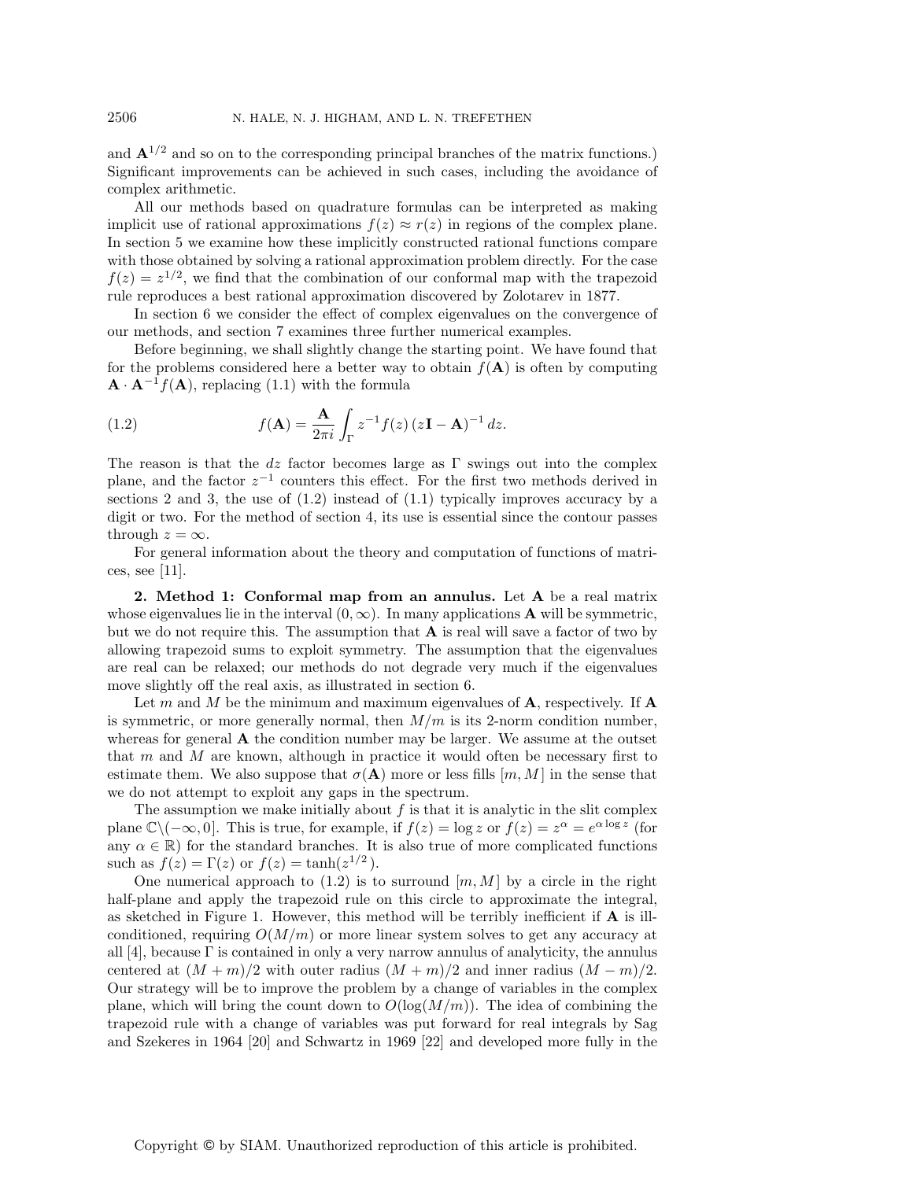and $\mathbf{A}^{1/2}$ and so on to the corresponding principal branches of the matrix functions.) Significant improvements can be achieved in such cases, including the avoidance of complex arithmetic.

All our methods based on quadrature formulas can be interpreted as making implicit use of rational approximations $f(z) \approx r(z)$ in regions of the complex plane. In section 5 we examine how these implicitly constructed rational functions compare with those obtained by solving a rational approximation problem directly. For the case $f(z) = z^{1/2}$, we find that the combination of our conformal map with the trapezoid rule reproduces a best rational approximation discovered by Zolotarev in 1877.

In section 6 we consider the effect of complex eigenvalues on the convergence of our methods, and section 7 examines three further numerical examples.

Before beginning, we shall slightly change the starting point. We have found that for the problems considered here a better way to obtain $f(\mathbf{A})$ is often by computing $\mathbf{A} \cdot \mathbf{A}^{-1} f(\mathbf{A})$, replacing (1.1) with the formula

$$f(\mathbf{A}) = \frac{\mathbf{A}}{2\pi i} \int_{\Gamma} z^{-1} f(z) \, (z\mathbf{I} - \mathbf{A})^{-1} \, dz. \tag{1.2}$$

The reason is that the $dz$ factor becomes large as $\Gamma$ swings out into the complex plane, and the factor $z^{-1}$ counters this effect. For the first two methods derived in sections 2 and 3, the use of (1.2) instead of (1.1) typically improves accuracy by a digit or two. For the method of section 4, its use is essential since the contour passes through $z = \infty$.

For general information about the theory and computation of functions of matrices, see [11].

**2. Method 1: Conformal map from an annulus.** Let $\mathbf{A}$ be a real matrix whose eigenvalues lie in the interval $(0, \infty)$. In many applications $\mathbf{A}$ will be symmetric, but we do not require this. The assumption that $\mathbf{A}$ is real will save a factor of two by allowing trapezoid sums to exploit symmetry. The assumption that the eigenvalues are real can be relaxed; our methods do not degrade very much if the eigenvalues move slightly off the real axis, as illustrated in section 6.

Let $m$ and $M$ be the minimum and maximum eigenvalues of $\mathbf{A}$, respectively. If $\mathbf{A}$ is symmetric, or more generally normal, then $M/m$ is its 2-norm condition number, whereas for general $\mathbf{A}$ the condition number may be larger. We assume at the outset that $m$ and $M$ are known, although in practice it would often be necessary first to estimate them. We also suppose that $\sigma(\mathbf{A})$ more or less fills $[m, M]$ in the sense that we do not attempt to exploit any gaps in the spectrum.

The assumption we make initially about $f$ is that it is analytic in the slit complex plane $\mathbb{C}\backslash(-\infty, 0]$. This is true, for example, if $f(z) = \log z$ or $f(z) = z^{\alpha} = e^{\alpha \log z}$ (for any $\alpha \in \mathbb{R}$) for the standard branches. It is also true of more complicated functions such as $f(z) = \Gamma(z)$ or $f(z) = \tanh(z^{1/2})$.

One numerical approach to (1.2) is to surround $[m, M]$ by a circle in the right half-plane and apply the trapezoid rule on this circle to approximate the integral, as sketched in Figure 1. However, this method will be terribly inefficient if $\mathbf{A}$ is ill-conditioned, requiring $O(M/m)$ or more linear system solves to get any accuracy at all [4], because $\Gamma$ is contained in only a very narrow annulus of analyticity, the annulus centered at $(M + m)/2$ with outer radius $(M + m)/2$ and inner radius $(M - m)/2$. Our strategy will be to improve the problem by a change of variables in the complex plane, which will bring the count down to $O(\log(M/m))$. The idea of combining the trapezoid rule with a change of variables was put forward for real integrals by Sag and Szekeres in 1964 [20] and Schwartz in 1969 [22] and developed more fully in the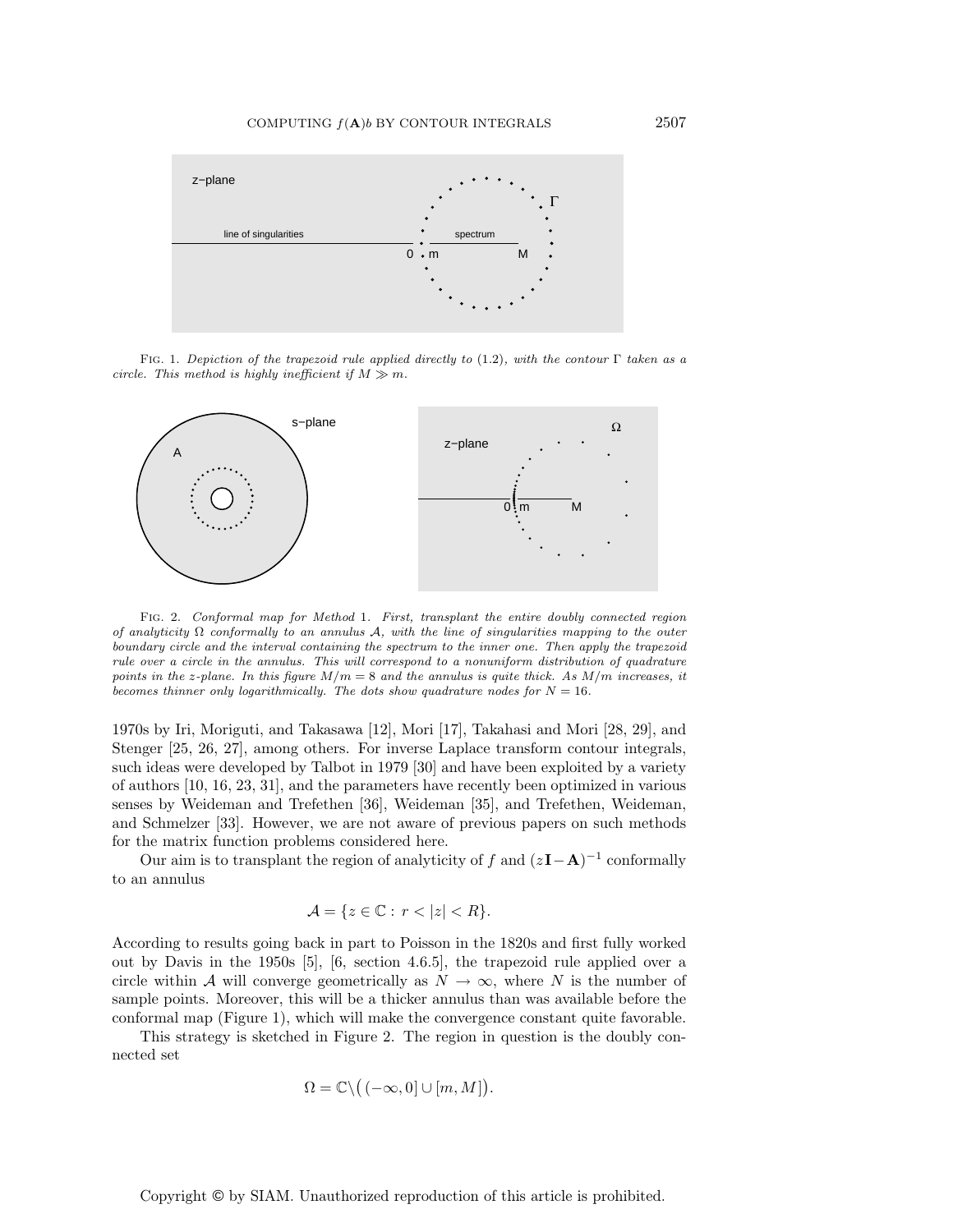Fig. 1. *Depiction of the trapezoid rule applied directly to* (1.2)*, with the contour* $\Gamma$ *taken as a circle. This method is highly inefficient if* $M \gg m$.

Fig. 2. *Conformal map for Method* 1*. First, transplant the entire doubly connected region of analyticity* $\Omega$ *conformally to an annulus* $\mathcal{A}$*, with the line of singularities mapping to the outer boundary circle and the interval containing the spectrum to the inner one. Then apply the trapezoid rule over a circle in the annulus. This will correspond to a nonuniform distribution of quadrature points in the z-plane. In this figure* $M/m = 8$ *and the annulus is quite thick. As* $M/m$ *increases, it becomes thinner only logarithmically. The dots show quadrature nodes for* $N = 16$.

1970s by Iri, Moriguti, and Takasawa [12], Mori [17], Takahasi and Mori [28, 29], and Stenger [25, 26, 27], among others. For inverse Laplace transform contour integrals, such ideas were developed by Talbot in 1979 [30] and have been exploited by a variety of authors [10, 16, 23, 31], and the parameters have recently been optimized in various senses by Weideman and Trefethen [36], Weideman [35], and Trefethen, Weideman, and Schmelzer [33]. However, we are not aware of previous papers on such methods for the matrix function problems considered here.

Our aim is to transplant the region of analyticity of $f$ and $(z\mathbf{I}-\mathbf{A})^{-1}$ conformally to an annulus

$$\mathcal{A} = \{z \in \mathbb{C} : r < |z| < R\}.$$

According to results going back in part to Poisson in the 1820s and first fully worked out by Davis in the 1950s [5], [6, section 4.6.5], the trapezoid rule applied over a circle within $\mathcal{A}$ will converge geometrically as $N \to \infty$, where $N$ is the number of sample points. Moreover, this will be a thicker annulus than was available before the conformal map (Figure 1), which will make the convergence constant quite favorable.

This strategy is sketched in Figure 2. The region in question is the doubly connected set

$$\Omega = \mathbb{C}\backslash\big((-\infty, 0] \cup [m, M]\big).$$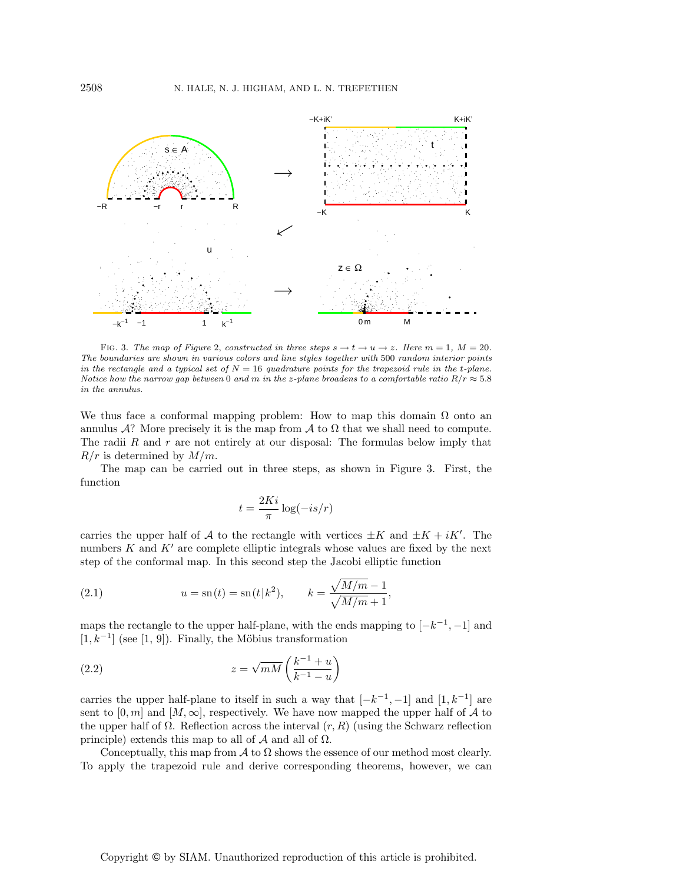FIG. 3. *The map of Figure 2, constructed in three steps $s \to t \to u \to z$. Here $m = 1$, $M = 20$. The boundaries are shown in various colors and line styles together with 500 random interior points in the rectangle and a typical set of $N = 16$ quadrature points for the trapezoid rule in the $t$-plane. Notice how the narrow gap between 0 and $m$ in the $z$-plane broadens to a comfortable ratio $R/r \approx 5.8$ in the annulus.*

We thus face a conformal mapping problem: How to map this domain $\Omega$ onto an annulus $\mathcal{A}$? More precisely it is the map from $\mathcal{A}$ to $\Omega$ that we shall need to compute. The radii $R$ and $r$ are not entirely at our disposal: The formulas below imply that $R/r$ is determined by $M/m$.

The map can be carried out in three steps, as shown in Figure 3. First, the function

$$t = \frac{2Ki}{\pi} \log(-is/r)$$

carries the upper half of $\mathcal{A}$ to the rectangle with vertices $\pm K$ and $\pm K + iK'$. The numbers $K$ and $K'$ are complete elliptic integrals whose values are fixed by the next step of the conformal map. In this second step the Jacobi elliptic function

$$u = \mathrm{sn}(t) = \mathrm{sn}(t|k^2), \qquad k = \frac{\sqrt{M/m} - 1}{\sqrt{M/m} + 1}, \tag{2.1}$$

maps the rectangle to the upper half-plane, with the ends mapping to $[-k^{-1}, -1]$ and $[1, k^{-1}]$ (see [1, 9]). Finally, the Möbius transformation

$$z = \sqrt{mM} \left( \frac{k^{-1} + u}{k^{-1} - u} \right) \tag{2.2}$$

carries the upper half-plane to itself in such a way that $[-k^{-1}, -1]$ and $[1, k^{-1}]$ are sent to $[0, m]$ and $[M, \infty]$, respectively. We have now mapped the upper half of $\mathcal{A}$ to the upper half of $\Omega$. Reflection across the interval $(r, R)$ (using the Schwarz reflection principle) extends this map to all of $\mathcal{A}$ and all of $\Omega$.

Conceptually, this map from $\mathcal{A}$ to $\Omega$ shows the essence of our method most clearly. To apply the trapezoid rule and derive corresponding theorems, however, we can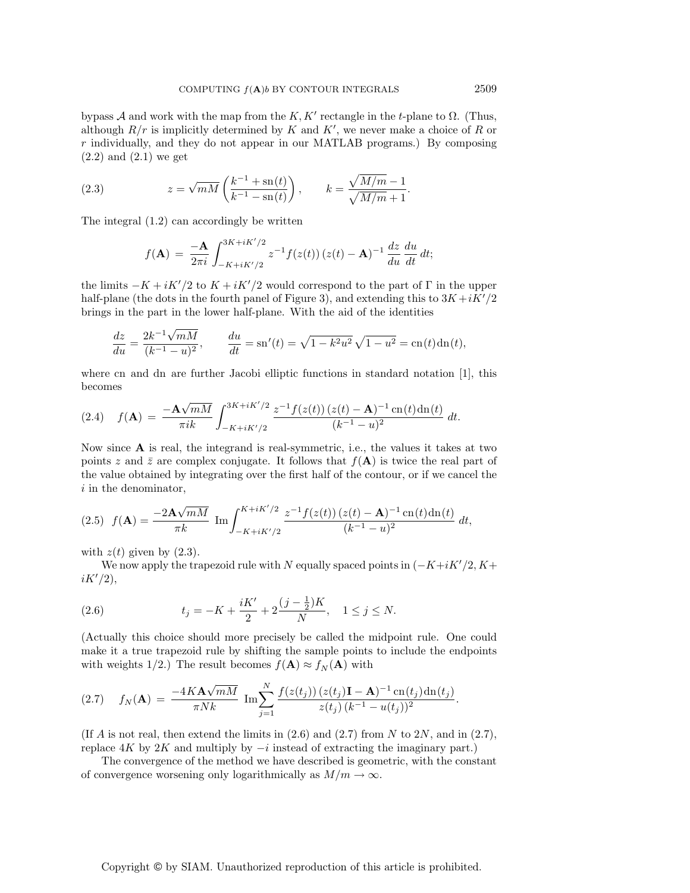bypass $\mathcal{A}$ and work with the map from the $K, K'$ rectangle in the $t$-plane to $\Omega$. (Thus, although $R/r$ is implicitly determined by $K$ and $K'$, we never make a choice of $R$ or $r$ individually, and they do not appear in our MATLAB programs.) By composing (2.2) and (2.1) we get

$$z = \sqrt{mM}\left(\frac{k^{-1} + \mathrm{sn}(t)}{k^{-1} - \mathrm{sn}(t)}\right), \qquad k = \frac{\sqrt{M/m} - 1}{\sqrt{M/m} + 1}. \tag{2.3}$$

The integral (1.2) can accordingly be written

$$f(\mathbf{A}) = \frac{-\mathbf{A}}{2\pi i}\int_{-K+iK'/2}^{3K+iK'/2} z^{-1} f(z(t))\,(z(t) - \mathbf{A})^{-1}\,\frac{dz}{du}\,\frac{du}{dt}\,dt;$$

the limits $-K + iK'/2$ to $K + iK'/2$ would correspond to the part of $\Gamma$ in the upper half-plane (the dots in the fourth panel of Figure 3), and extending this to $3K + iK'/2$ brings in the part in the lower half-plane. With the aid of the identities

$$\frac{dz}{du} = \frac{2k^{-1}\sqrt{mM}}{(k^{-1} - u)^2}, \qquad \frac{du}{dt} = \mathrm{sn}'(t) = \sqrt{1 - k^2u^2}\,\sqrt{1 - u^2} = \mathrm{cn}(t)\mathrm{dn}(t),$$

where cn and dn are further Jacobi elliptic functions in standard notation [1], this becomes

$$f(\mathbf{A}) = \frac{-\mathbf{A}\sqrt{mM}}{\pi i k}\int_{-K+iK'/2}^{3K+iK'/2} \frac{z^{-1} f(z(t))\,(z(t) - \mathbf{A})^{-1}\,\mathrm{cn}(t)\mathrm{dn}(t)}{(k^{-1} - u)^2}\,dt. \tag{2.4}$$

Now since $\mathbf{A}$ is real, the integrand is real-symmetric, i.e., the values it takes at two points $z$ and $\bar{z}$ are complex conjugate. It follows that $f(\mathbf{A})$ is twice the real part of the value obtained by integrating over the first half of the contour, or if we cancel the $i$ in the denominator,

$$f(\mathbf{A}) = \frac{-2\mathbf{A}\sqrt{mM}}{\pi k}\ \mathrm{Im}\int_{-K+iK'/2}^{K+iK'/2} \frac{z^{-1} f(z(t))\,(z(t) - \mathbf{A})^{-1}\,\mathrm{cn}(t)\mathrm{dn}(t)}{(k^{-1} - u)^2}\,dt, \tag{2.5}$$

with $z(t)$ given by (2.3).

We now apply the trapezoid rule with $N$ equally spaced points in $(-K + iK'/2, K + iK'/2)$,

$$t_j = -K + \frac{iK'}{2} + 2\frac{(j - \frac{1}{2})K}{N}, \quad 1 \le j \le N. \tag{2.6}$$

(Actually this choice should more precisely be called the midpoint rule. One could make it a true trapezoid rule by shifting the sample points to include the endpoints with weights 1/2.) The result becomes $f(\mathbf{A}) \approx f_N(\mathbf{A})$ with

$$f_N(\mathbf{A}) = \frac{-4K\mathbf{A}\sqrt{mM}}{\pi N k}\ \mathrm{Im}\sum_{j=1}^{N} \frac{f(z(t_j))\,(z(t_j)\mathbf{I} - \mathbf{A})^{-1}\,\mathrm{cn}(t_j)\mathrm{dn}(t_j)}{z(t_j)\,(k^{-1} - u(t_j))^2}. \tag{2.7}$$

(If $A$ is not real, then extend the limits in (2.6) and (2.7) from $N$ to $2N$, and in (2.7), replace $4K$ by $2K$ and multiply by $-i$ instead of extracting the imaginary part.)

The convergence of the method we have described is geometric, with the constant of convergence worsening only logarithmically as $M/m \to \infty$.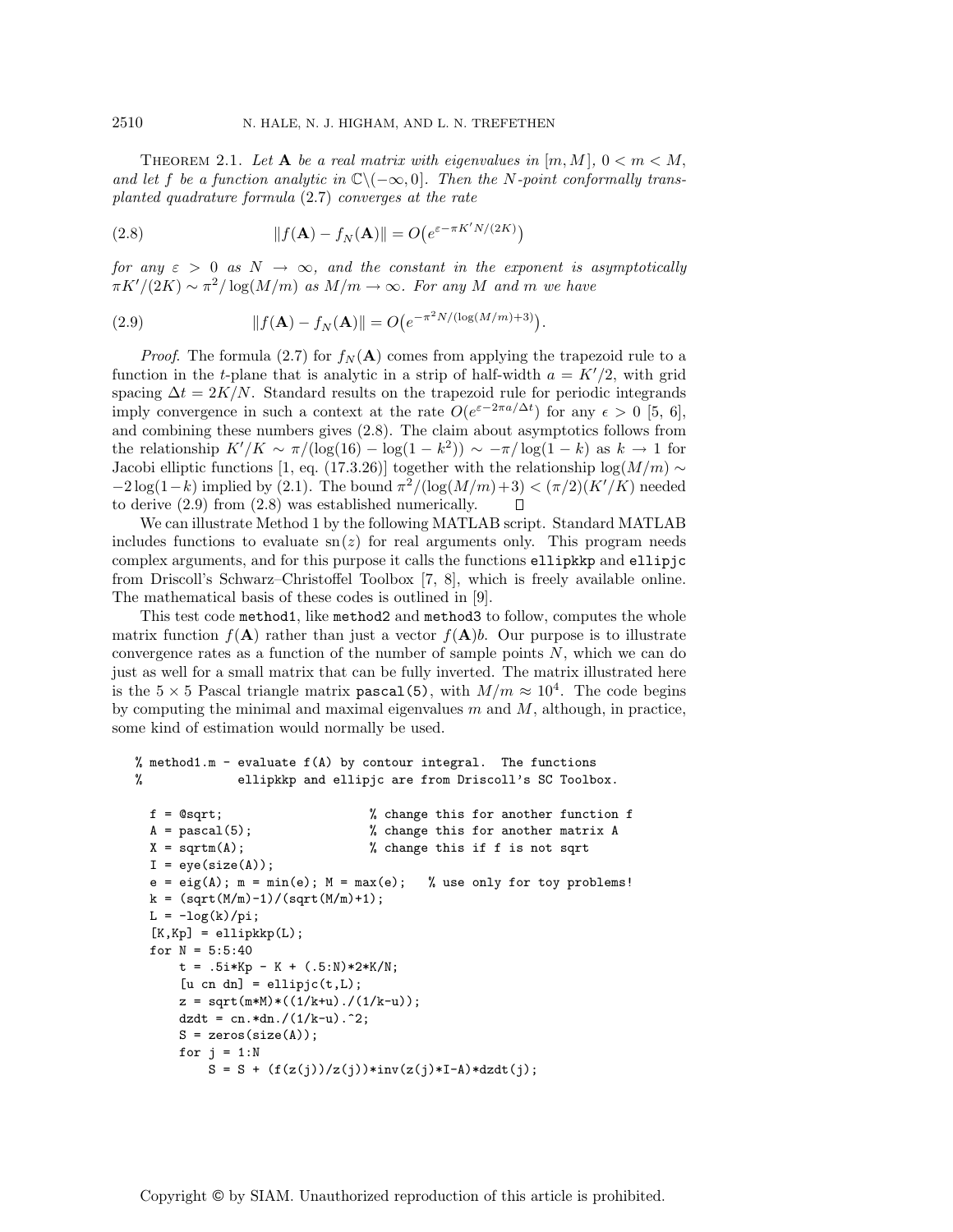Theorem 2.1. *Let $\mathbf{A}$ be a real matrix with eigenvalues in $[m, M]$, $0 < m < M$, and let $f$ be a function analytic in $\mathbb{C}\backslash(-\infty, 0]$. Then the $N$-point conformally transplanted quadrature formula* (2.7) *converges at the rate*

$$\|f(\mathbf{A}) - f_N(\mathbf{A})\| = O\big(e^{\varepsilon - \pi K' N/(2K)}\big) \tag{2.8}$$

*for any $\varepsilon > 0$ as $N \to \infty$, and the constant in the exponent is asymptotically $\pi K'/(2K) \sim \pi^2/\log(M/m)$ as $M/m \to \infty$. For any $M$ and $m$ we have*

$$\|f(\mathbf{A}) - f_N(\mathbf{A})\| = O\big(e^{-\pi^2 N/(\log(M/m)+3)}\big). \tag{2.9}$$

*Proof*. The formula (2.7) for $f_N(\mathbf{A})$ comes from applying the trapezoid rule to a function in the $t$-plane that is analytic in a strip of half-width $a = K'/2$, with grid spacing $\Delta t = 2K/N$. Standard results on the trapezoid rule for periodic integrands imply convergence in such a context at the rate $O(e^{\epsilon - 2\pi a/\Delta t})$ for any $\epsilon > 0$ [5, 6], and combining these numbers gives (2.8). The claim about asymptotics follows from the relationship $K'/K \sim \pi/(\log(16) - \log(1-k^2)) \sim -\pi/\log(1-k)$ as $k \to 1$ for Jacobi elliptic functions [1, eq. (17.3.26)] together with the relationship $\log(M/m) \sim -2\log(1-k)$ implied by (2.1). The bound $\pi^2/(\log(M/m)+3) < (\pi/2)(K'/K)$ needed to derive (2.9) from (2.8) was established numerically. ∎

We can illustrate Method 1 by the following MATLAB script. Standard MATLAB includes functions to evaluate $\text{sn}(z)$ for real arguments only. This program needs complex arguments, and for this purpose it calls the functions `ellipkkp` and `ellipjc` from Driscoll's Schwarz–Christoffel Toolbox [7, 8], which is freely available online. The mathematical basis of these codes is outlined in [9].

This test code `method1`, like `method2` and `method3` to follow, computes the whole matrix function $f(\mathbf{A})$ rather than just a vector $f(\mathbf{A})b$. Our purpose is to illustrate convergence rates as a function of the number of sample points $N$, which we can do just as well for a small matrix that can be fully inverted. The matrix illustrated here is the $5 \times 5$ Pascal triangle matrix `pascal(5)`, with $M/m \approx 10^4$. The code begins by computing the minimal and maximal eigenvalues $m$ and $M$, although, in practice, some kind of estimation would normally be used.

```
% method1.m - evaluate f(A) by contour integral.  The functions
%             ellipkkp and ellipjc are from Driscoll's SC Toolbox.

  f = @sqrt;                    % change this for another function f
  A = pascal(5);                % change this for another matrix A
  X = sqrtm(A);                 % change this if f is not sqrt
  I = eye(size(A));
  e = eig(A); m = min(e); M = max(e);   % use only for toy problems!
  k = (sqrt(M/m)-1)/(sqrt(M/m)+1);
  L = -log(k)/pi;
  [K,Kp] = ellipkkp(L);
  for N = 5:5:40
      t = .5i*Kp - K + (.5:N)*2*K/N;
      [u cn dn] = ellipjc(t,L);
      z = sqrt(m*M)*((1/k+u)./(1/k-u));
      dzdt = cn.*dn./(1/k-u).^2;
      S = zeros(size(A));
      for j = 1:N
          S = S + (f(z(j))/z(j))*inv(z(j)*I-A)*dzdt(j);
```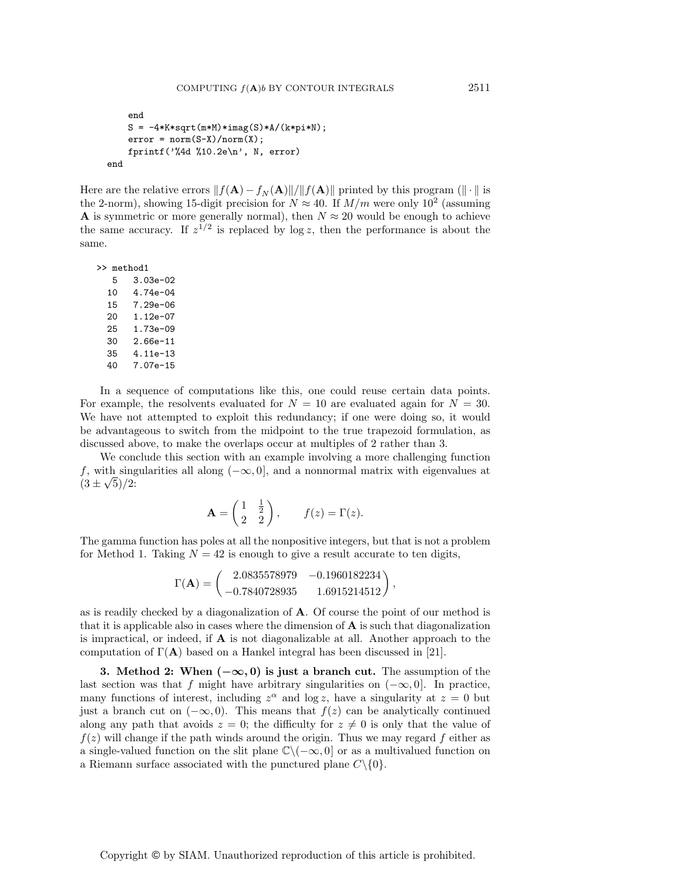```
    end
    S = -4*K*sqrt(m*M)*imag(S)*A/(k*pi*N);
    error = norm(S-X)/norm(X);
    fprintf('%4d %10.2e\n', N, error)
end
```

Here are the relative errors $\|f(\mathbf{A}) - f_N(\mathbf{A})\|/\|f(\mathbf{A})\|$ printed by this program ($\|\cdot\|$ is the 2-norm), showing 15-digit precision for $N \approx 40$. If $M/m$ were only $10^2$ (assuming $\mathbf{A}$ is symmetric or more generally normal), then $N \approx 20$ would be enough to achieve the same accuracy. If $z^{1/2}$ is replaced by $\log z$, then the performance is about the same.

```
>> method1
   5   3.03e-02
  10   4.74e-04
  15   7.29e-06
  20   1.12e-07
  25   1.73e-09
  30   2.66e-11
  35   4.11e-13
  40   7.07e-15
```

In a sequence of computations like this, one could reuse certain data points. For example, the resolvents evaluated for $N = 10$ are evaluated again for $N = 30$. We have not attempted to exploit this redundancy; if one were doing so, it would be advantageous to switch from the midpoint to the true trapezoid formulation, as discussed above, to make the overlaps occur at multiples of 2 rather than 3.

We conclude this section with an example involving a more challenging function $f$, with singularities all along $(-\infty, 0]$, and a nonnormal matrix with eigenvalues at $(3 \pm \sqrt{5})/2$:

$$\mathbf{A} = \begin{pmatrix} 1 & \frac{1}{2} \\ 2 & 2 \end{pmatrix}, \qquad f(z) = \Gamma(z).$$

The gamma function has poles at all the nonpositive integers, but that is not a problem for Method 1. Taking $N = 42$ is enough to give a result accurate to ten digits,

$$\Gamma(\mathbf{A}) = \begin{pmatrix} 2.0835578979 & -0.1960182234 \\ -0.7840728935 & 1.6915214512 \end{pmatrix},$$

as is readily checked by a diagonalization of $\mathbf{A}$. Of course the point of our method is that it is applicable also in cases where the dimension of $\mathbf{A}$ is such that diagonalization is impractical, or indeed, if $\mathbf{A}$ is not diagonalizable at all. Another approach to the computation of $\Gamma(\mathbf{A})$ based on a Hankel integral has been discussed in [21].

**3. Method 2: When $(-\infty, 0)$ is just a branch cut.** The assumption of the last section was that $f$ might have arbitrary singularities on $(-\infty, 0]$. In practice, many functions of interest, including $z^\alpha$ and $\log z$, have a singularity at $z = 0$ but just a branch cut on $(-\infty, 0)$. This means that $f(z)$ can be analytically continued along any path that avoids $z = 0$; the difficulty for $z \neq 0$ is only that the value of $f(z)$ will change if the path winds around the origin. Thus we may regard $f$ either as a single-valued function on the slit plane $\mathbb{C}\backslash(-\infty, 0]$ or as a multivalued function on a Riemann surface associated with the punctured plane $C\backslash\{0\}$.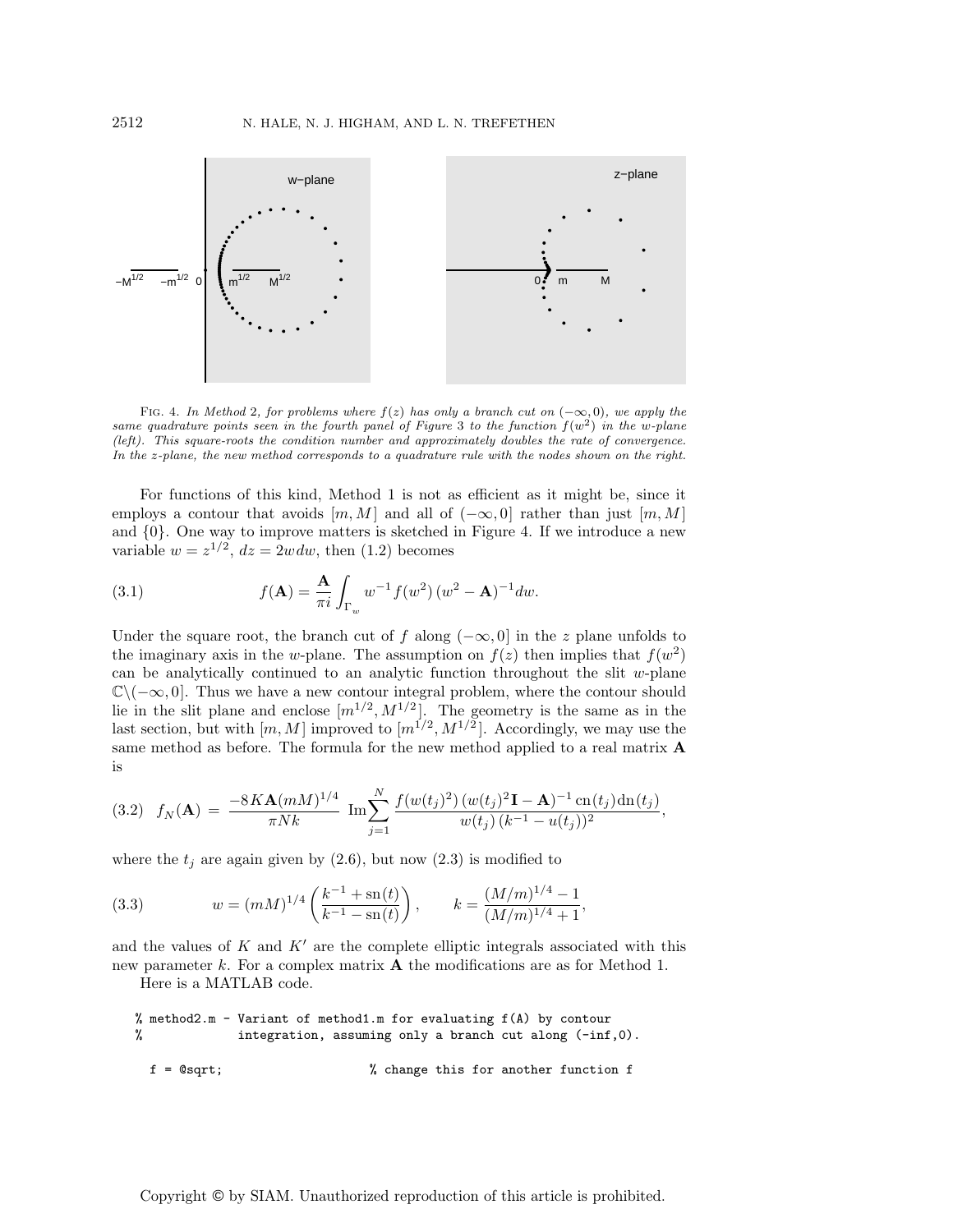FIG. 4. *In Method 2, for problems where $f(z)$ has only a branch cut on $(-\infty, 0)$, we apply the same quadrature points seen in the fourth panel of Figure 3 to the function $f(w^2)$ in the w-plane (left). This square-roots the condition number and approximately doubles the rate of convergence. In the z-plane, the new method corresponds to a quadrature rule with the nodes shown on the right.*

For functions of this kind, Method 1 is not as efficient as it might be, since it employs a contour that avoids $[m, M]$ and all of $(-\infty, 0]$ rather than just $[m, M]$ and $\{0\}$. One way to improve matters is sketched in Figure 4. If we introduce a new variable $w = z^{1/2}$, $dz = 2w\,dw$, then (1.2) becomes

$$f(\mathbf{A}) = \frac{\mathbf{A}}{\pi i} \int_{\Gamma_w} w^{-1} f(w^2)\,(w^2 - \mathbf{A})^{-1} dw. \tag{3.1}$$

Under the square root, the branch cut of $f$ along $(-\infty, 0]$ in the $z$ plane unfolds to the imaginary axis in the $w$-plane. The assumption on $f(z)$ then implies that $f(w^2)$ can be analytically continued to an analytic function throughout the slit $w$-plane $\mathbb{C}\backslash(-\infty, 0]$. Thus we have a new contour integral problem, where the contour should lie in the slit plane and enclose $[m^{1/2}, M^{1/2}]$. The geometry is the same as in the last section, but with $[m, M]$ improved to $[m^{1/2}, M^{1/2}]$. Accordingly, we may use the same method as before. The formula for the new method applied to a real matrix $\mathbf{A}$ is

$$f_N(\mathbf{A}) = \frac{-8K\mathbf{A}(mM)^{1/4}}{\pi N k} \ \mathrm{Im} \sum_{j=1}^{N} \frac{f(w(t_j)^2)\,(w(t_j)^2\mathbf{I} - \mathbf{A})^{-1}\,\mathrm{cn}(t_j)\mathrm{dn}(t_j)}{w(t_j)\,(k^{-1} - u(t_j))^2}, \tag{3.2}$$

where the $t_j$ are again given by (2.6), but now (2.3) is modified to

$$w = (mM)^{1/4}\left(\frac{k^{-1} + \mathrm{sn}(t)}{k^{-1} - \mathrm{sn}(t)}\right), \qquad k = \frac{(M/m)^{1/4} - 1}{(M/m)^{1/4} + 1}, \tag{3.3}$$

and the values of $K$ and $K'$ are the complete elliptic integrals associated with this new parameter $k$. For a complex matrix $\mathbf{A}$ the modifications are as for Method 1.

Here is a MATLAB code.

```
% method2.m - Variant of method1.m for evaluating f(A) by contour
%             integration, assuming only a branch cut along (-inf,0).

  f = @sqrt;                    % change this for another function f
```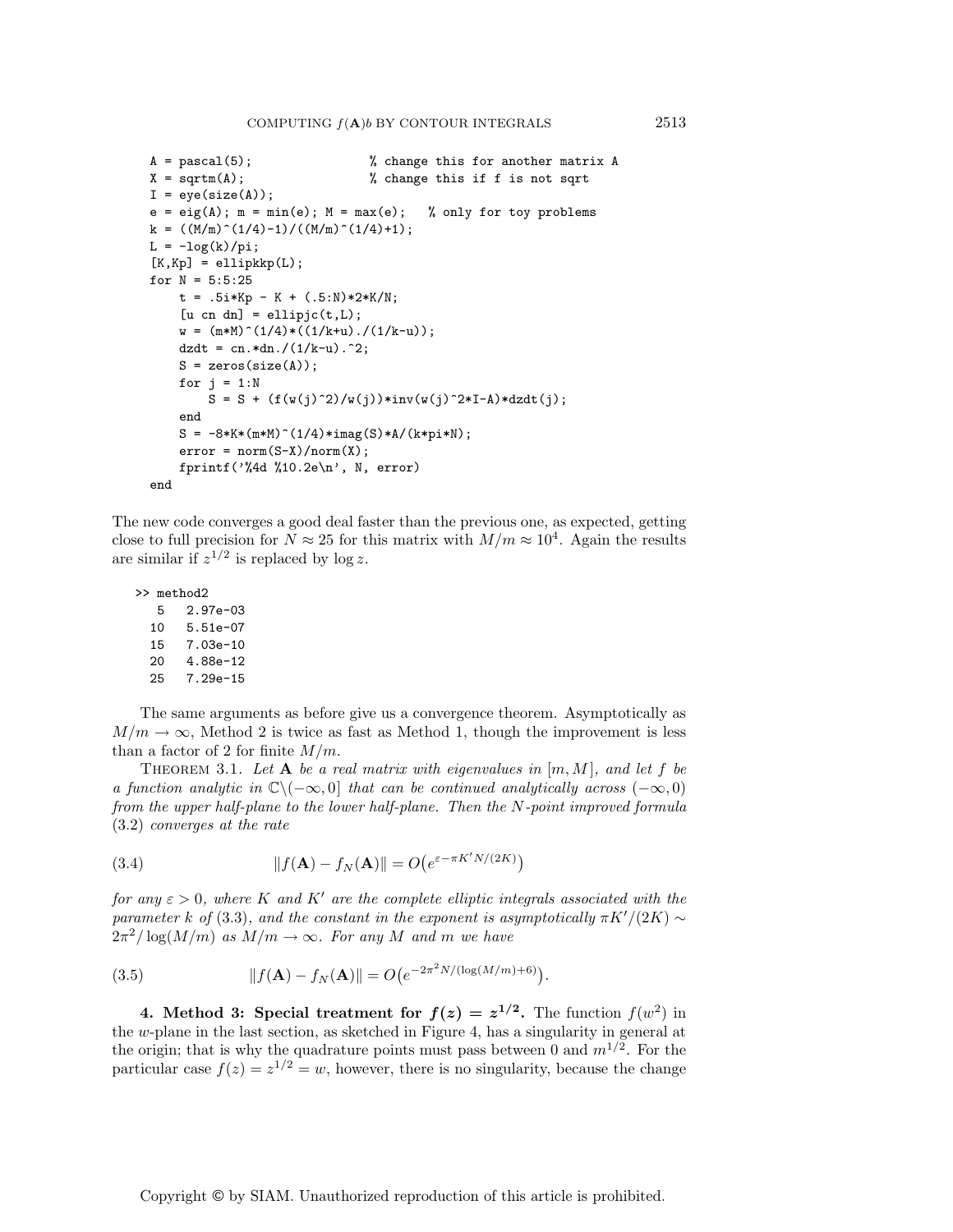```
A = pascal(5);                % change this for another matrix A
X = sqrtm(A);                 % change this if f is not sqrt
I = eye(size(A));
e = eig(A); m = min(e); M = max(e);   % only for toy problems
k = ((M/m)^(1/4)-1)/((M/m)^(1/4)+1);
L = -log(k)/pi;
[K,Kp] = ellipkkp(L);
for N = 5:5:25
    t = .5i*Kp - K + (.5:N)*2*K/N;
    [u cn dn] = ellipjc(t,L);
    w = (m*M)^(1/4)*((1/k+u)./(1/k-u));
    dzdt = cn.*dn./(1/k-u).^2;
    S = zeros(size(A));
    for j = 1:N
        S = S + (f(w(j)^2)/w(j))*inv(w(j)^2*I-A)*dzdt(j);
    end
    S = -8*K*(m*M)^(1/4)*imag(S)*A/(k*pi*N);
    error = norm(S-X)/norm(X);
    fprintf('%4d %10.2e\n', N, error)
end
```

The new code converges a good deal faster than the previous one, as expected, getting close to full precision for $N \approx 25$ for this matrix with $M/m \approx 10^4$. Again the results are similar if $z^{1/2}$ is replaced by $\log z$.

```
>> method2
   5   2.97e-03
  10   5.51e-07
  15   7.03e-10
  20   4.88e-12
  25   7.29e-15
```

The same arguments as before give us a convergence theorem. Asymptotically as $M/m \to \infty$, Method 2 is twice as fast as Method 1, though the improvement is less than a factor of 2 for finite $M/m$.

Theorem 3.1. *Let $\mathbf{A}$ be a real matrix with eigenvalues in $[m, M]$, and let $f$ be a function analytic in $\mathbb{C}\backslash(-\infty, 0]$ that can be continued analytically across $(-\infty, 0)$ from the upper half-plane to the lower half-plane. Then the $N$-point improved formula (3.2) converges at the rate*

$$\|f(\mathbf{A}) - f_N(\mathbf{A})\| = O\big(e^{\varepsilon - \pi K' N/(2K)}\big) \tag{3.4}$$

*for any $\varepsilon > 0$, where $K$ and $K'$ are the complete elliptic integrals associated with the parameter $k$ of (3.3), and the constant in the exponent is asymptotically $\pi K'/(2K) \sim 2\pi^2/\log(M/m)$ as $M/m \to \infty$. For any $M$ and $m$ we have*

$$\|f(\mathbf{A}) - f_N(\mathbf{A})\| = O\big(e^{-2\pi^2 N/(\log(M/m)+6)}\big). \tag{3.5}$$

## 4. Method 3: Special treatment for $f(z) = z^{1/2}$.

The function $f(w^2)$ in the $w$-plane in the last section, as sketched in Figure 4, has a singularity in general at the origin; that is why the quadrature points must pass between 0 and $m^{1/2}$. For the particular case $f(z) = z^{1/2} = w$, however, there is no singularity, because the change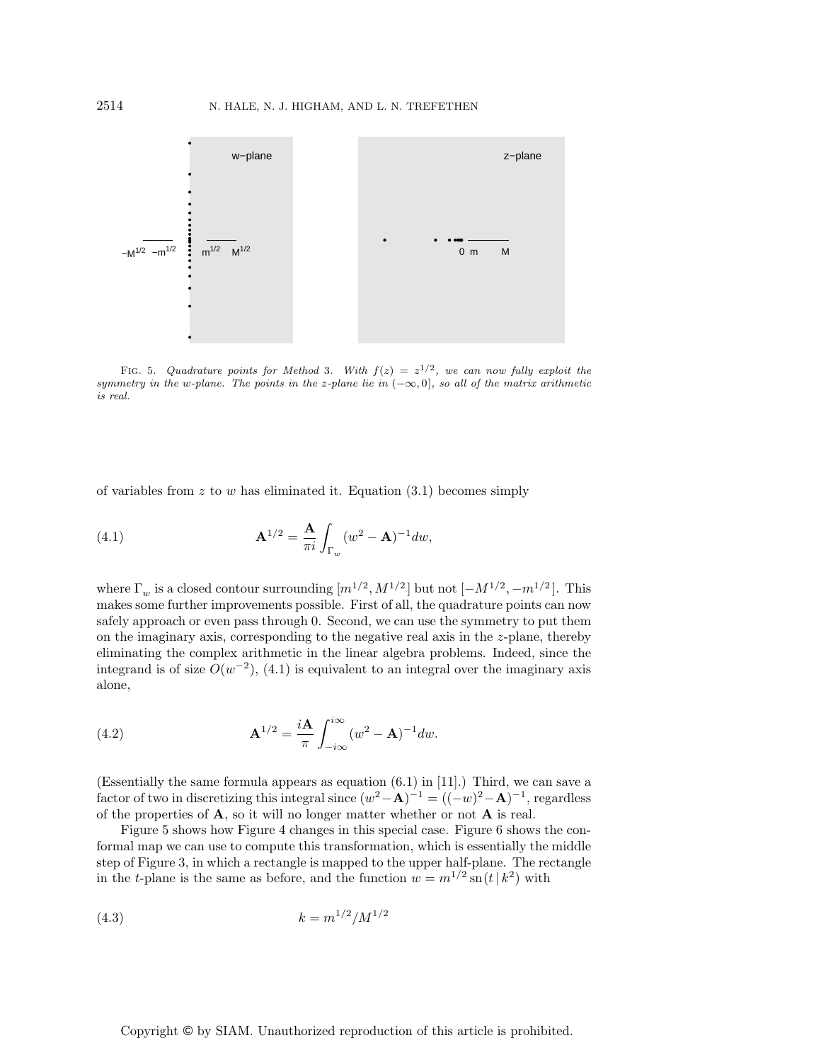FIG. 5. *Quadrature points for Method 3. With $f(z) = z^{1/2}$, we can now fully exploit the symmetry in the w-plane. The points in the z-plane lie in $(-\infty, 0]$, so all of the matrix arithmetic is real.*

of variables from $z$ to $w$ has eliminated it. Equation (3.1) becomes simply

$$\mathbf{A}^{1/2} = \frac{\mathbf{A}}{\pi i} \int_{\Gamma_w} (w^2 - \mathbf{A})^{-1} dw, \tag{4.1}$$

where $\Gamma_w$ is a closed contour surrounding $[m^{1/2}, M^{1/2}]$ but not $[-M^{1/2}, -m^{1/2}]$. This makes some further improvements possible. First of all, the quadrature points can now safely approach or even pass through 0. Second, we can use the symmetry to put them on the imaginary axis, corresponding to the negative real axis in the $z$-plane, thereby eliminating the complex arithmetic in the linear algebra problems. Indeed, since the integrand is of size $O(w^{-2})$, (4.1) is equivalent to an integral over the imaginary axis alone,

$$\mathbf{A}^{1/2} = \frac{i\mathbf{A}}{\pi} \int_{-i\infty}^{i\infty} (w^2 - \mathbf{A})^{-1} dw. \tag{4.2}$$

(Essentially the same formula appears as equation (6.1) in [11].) Third, we can save a factor of two in discretizing this integral since $(w^2 - \mathbf{A})^{-1} = ((-w)^2 - \mathbf{A})^{-1}$, regardless of the properties of $\mathbf{A}$, so it will no longer matter whether or not $\mathbf{A}$ is real.

Figure 5 shows how Figure 4 changes in this special case. Figure 6 shows the conformal map we can use to compute this transformation, which is essentially the middle step of Figure 3, in which a rectangle is mapped to the upper half-plane. The rectangle in the $t$-plane is the same as before, and the function $w = m^{1/2} \operatorname{sn}(t \,|\, k^2)$ with

$$k = m^{1/2}/M^{1/2} \tag{4.3}$$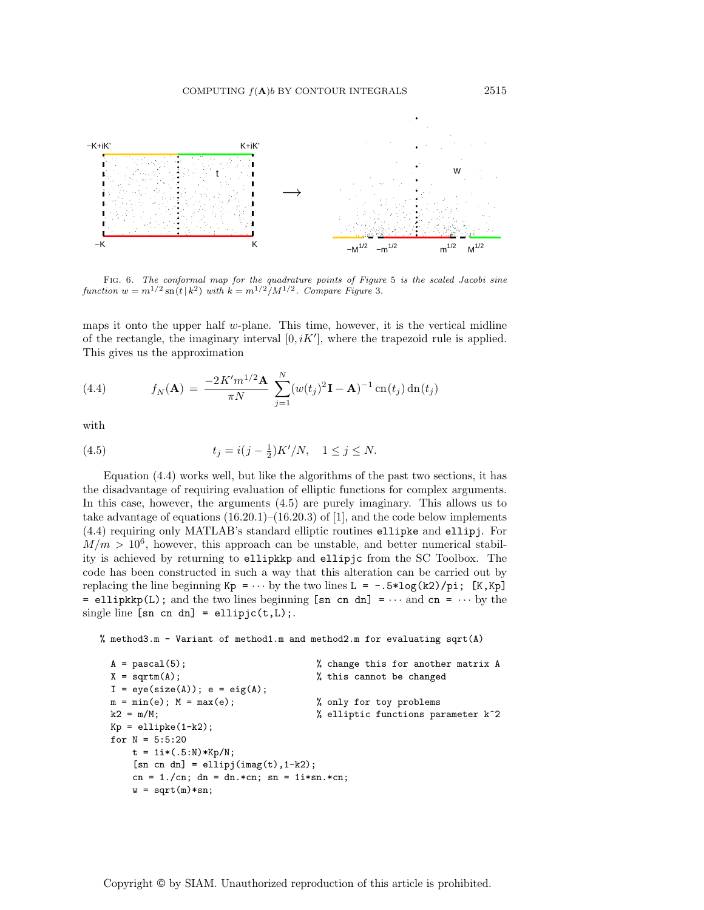Fig. 6. *The conformal map for the quadrature points of Figure* 5 *is the scaled Jacobi sine function* $w = m^{1/2}\,\mathrm{sn}(t\,|\,k^2)$ *with* $k = m^{1/2}/M^{1/2}$. *Compare Figure* 3.

maps it onto the upper half $w$-plane. This time, however, it is the vertical midline of the rectangle, the imaginary interval $[0, iK']$, where the trapezoid rule is applied. This gives us the approximation

$$f_N(\mathbf{A}) = \frac{-2K' m^{1/2}\mathbf{A}}{\pi N} \sum_{j=1}^{N} (w(t_j)^2\mathbf{I} - \mathbf{A})^{-1}\,\mathrm{cn}(t_j)\,\mathrm{dn}(t_j) \tag{4.4}$$

with

$$t_j = i(j - \tfrac{1}{2})K'/N, \quad 1 \le j \le N. \tag{4.5}$$

Equation (4.4) works well, but like the algorithms of the past two sections, it has the disadvantage of requiring evaluation of elliptic functions for complex arguments. In this case, however, the arguments (4.5) are purely imaginary. This allows us to take advantage of equations (16.20.1)–(16.20.3) of [1], and the code below implements (4.4) requiring only MATLAB's standard elliptic routines `ellipke` and `ellipj`. For $M/m > 10^6$, however, this approach can be unstable, and better numerical stability is achieved by returning to `ellipkkp` and `ellipjc` from the SC Toolbox. The code has been constructed in such a way that this alteration can be carried out by replacing the line beginning `Kp =` ⋯ by the two lines `L = -.5*log(k2)/pi; [K,Kp] = ellipkkp(L);` and the two lines beginning `[sn cn dn] =` ⋯ and `cn =` ⋯ by the single line `[sn cn dn] = ellipjc(t,L);`.

```
% method3.m - Variant of method1.m and method2.m for evaluating sqrt(A)

  A = pascal(5);                          % change this for another matrix A
  X = sqrtm(A);                           % this cannot be changed
  I = eye(size(A)); e = eig(A);
  m = min(e); M = max(e);                 % only for toy problems
  k2 = m/M;                               % elliptic functions parameter k^2
  Kp = ellipke(1-k2);
  for N = 5:5:20
      t = 1i*(.5:N)*Kp/N;
      [sn cn dn] = ellipj(imag(t),1-k2);
      cn = 1./cn; dn = dn.*cn; sn = 1i*sn.*cn;
      w = sqrt(m)*sn;
```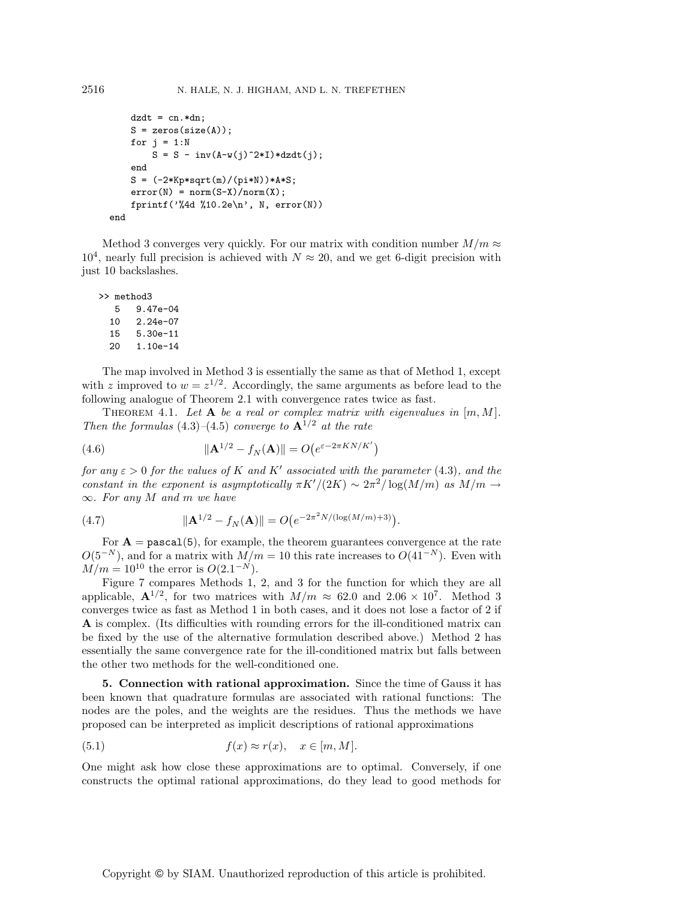```
    dzdt = cn.*dn;
    S = zeros(size(A));
    for j = 1:N
        S = S - inv(A-w(j)^2*I)*dzdt(j);
    end
    S = (-2*Kp*sqrt(m)/(pi*N))*A*S;
    error(N) = norm(S-X)/norm(X);
    fprintf('%4d %10.2e\n', N, error(N))
end
```

Method 3 converges very quickly. For our matrix with condition number $M/m \approx 10^4$, nearly full precision is achieved with $N \approx 20$, and we get 6-digit precision with just 10 backslashes.

```
>> method3
    5   9.47e-04
   10   2.24e-07
   15   5.30e-11
   20   1.10e-14
```

The map involved in Method 3 is essentially the same as that of Method 1, except with $z$ improved to $w = z^{1/2}$. Accordingly, the same arguments as before lead to the following analogue of Theorem 2.1 with convergence rates twice as fast.

THEOREM 4.1. *Let* $\mathbf{A}$ *be a real or complex matrix with eigenvalues in* $[m, M]$. *Then the formulas* (4.3)–(4.5) *converge to* $\mathbf{A}^{1/2}$ *at the rate*

$$\|\mathbf{A}^{1/2} - f_N(\mathbf{A})\| = O\big(e^{\varepsilon - 2\pi K N/K'}\big) \tag{4.6}$$

*for any* $\varepsilon > 0$ *for the values of* $K$ *and* $K'$ *associated with the parameter* (4.3), *and the constant in the exponent is asymptotically* $\pi K'/(2K) \sim 2\pi^2/\log(M/m)$ *as* $M/m \to \infty$. *For any* $M$ *and* $m$ *we have*

$$\|\mathbf{A}^{1/2} - f_N(\mathbf{A})\| = O\big(e^{-2\pi^2 N/(\log(M/m)+3)}\big). \tag{4.7}$$

For $\mathbf{A} = \texttt{pascal(5)}$, for example, the theorem guarantees convergence at the rate $O(5^{-N})$, and for a matrix with $M/m = 10$ this rate increases to $O(41^{-N})$. Even with $M/m = 10^{10}$ the error is $O(2.1^{-N})$.

Figure 7 compares Methods 1, 2, and 3 for the function for which they are all applicable, $\mathbf{A}^{1/2}$, for two matrices with $M/m \approx 62.0$ and $2.06 \times 10^7$. Method 3 converges twice as fast as Method 1 in both cases, and it does not lose a factor of 2 if $\mathbf{A}$ is complex. (Its difficulties with rounding errors for the ill-conditioned matrix can be fixed by the use of the alternative formulation described above.) Method 2 has essentially the same convergence rate for the ill-conditioned matrix but falls between the other two methods for the well-conditioned one.

**5. Connection with rational approximation.** Since the time of Gauss it has been known that quadrature formulas are associated with rational functions: The nodes are the poles, and the weights are the residues. Thus the methods we have proposed can be interpreted as implicit descriptions of rational approximations

$$f(x) \approx r(x), \quad x \in [m, M]. \tag{5.1}$$

One might ask how close these approximations are to optimal. Conversely, if one constructs the optimal rational approximations, do they lead to good methods for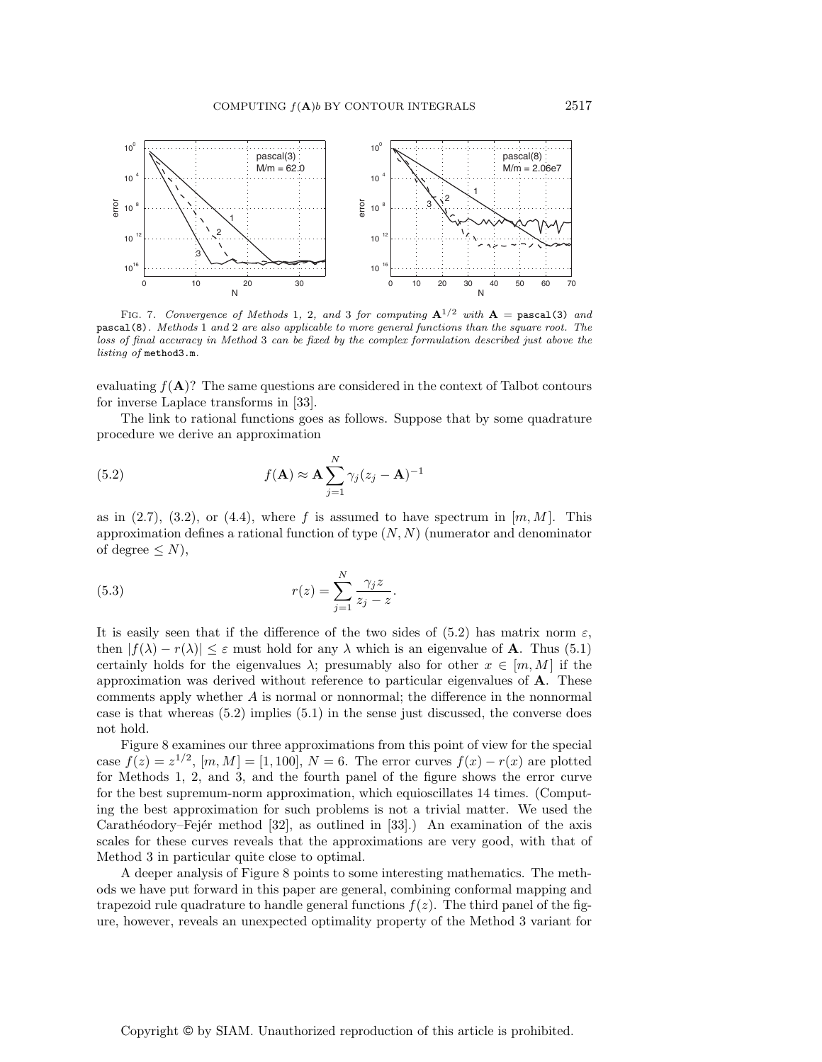FIG. 7. *Convergence of Methods* 1*,* 2*, and* 3 *for computing* $\mathbf{A}^{1/2}$ *with* $\mathbf{A}$ = `pascal(3)` *and* `pascal(8)`*. Methods* 1 *and* 2 *are also applicable to more general functions than the square root. The loss of final accuracy in Method* 3 *can be fixed by the complex formulation described just above the listing of* `method3.m`*.*

evaluating $f(\mathbf{A})$? The same questions are considered in the context of Talbot contours for inverse Laplace transforms in [33].

The link to rational functions goes as follows. Suppose that by some quadrature procedure we derive an approximation

$$f(\mathbf{A}) \approx \mathbf{A} \sum_{j=1}^{N} \gamma_j (z_j - \mathbf{A})^{-1} \tag{5.2}$$

as in (2.7), (3.2), or (4.4), where $f$ is assumed to have spectrum in $[m, M]$. This approximation defines a rational function of type $(N, N)$ (numerator and denominator of degree $\leq N$),

$$r(z) = \sum_{j=1}^{N} \frac{\gamma_j z}{z_j - z}. \tag{5.3}$$

It is easily seen that if the difference of the two sides of (5.2) has matrix norm $\varepsilon$, then $|f(\lambda) - r(\lambda)| \leq \varepsilon$ must hold for any $\lambda$ which is an eigenvalue of $\mathbf{A}$. Thus (5.1) certainly holds for the eigenvalues $\lambda$; presumably also for other $x \in [m, M]$ if the approximation was derived without reference to particular eigenvalues of $\mathbf{A}$. These comments apply whether $A$ is normal or nonnormal; the difference in the nonnormal case is that whereas (5.2) implies (5.1) in the sense just discussed, the converse does not hold.

Figure 8 examines our three approximations from this point of view for the special case $f(z) = z^{1/2}$, $[m, M] = [1, 100]$, $N = 6$. The error curves $f(x) - r(x)$ are plotted for Methods 1, 2, and 3, and the fourth panel of the figure shows the error curve for the best supremum-norm approximation, which equioscillates 14 times. (Computing the best approximation for such problems is not a trivial matter. We used the Carathéodory–Fejér method [32], as outlined in [33].) An examination of the axis scales for these curves reveals that the approximations are very good, with that of Method 3 in particular quite close to optimal.

A deeper analysis of Figure 8 points to some interesting mathematics. The methods we have put forward in this paper are general, combining conformal mapping and trapezoid rule quadrature to handle general functions $f(z)$. The third panel of the figure, however, reveals an unexpected optimality property of the Method 3 variant for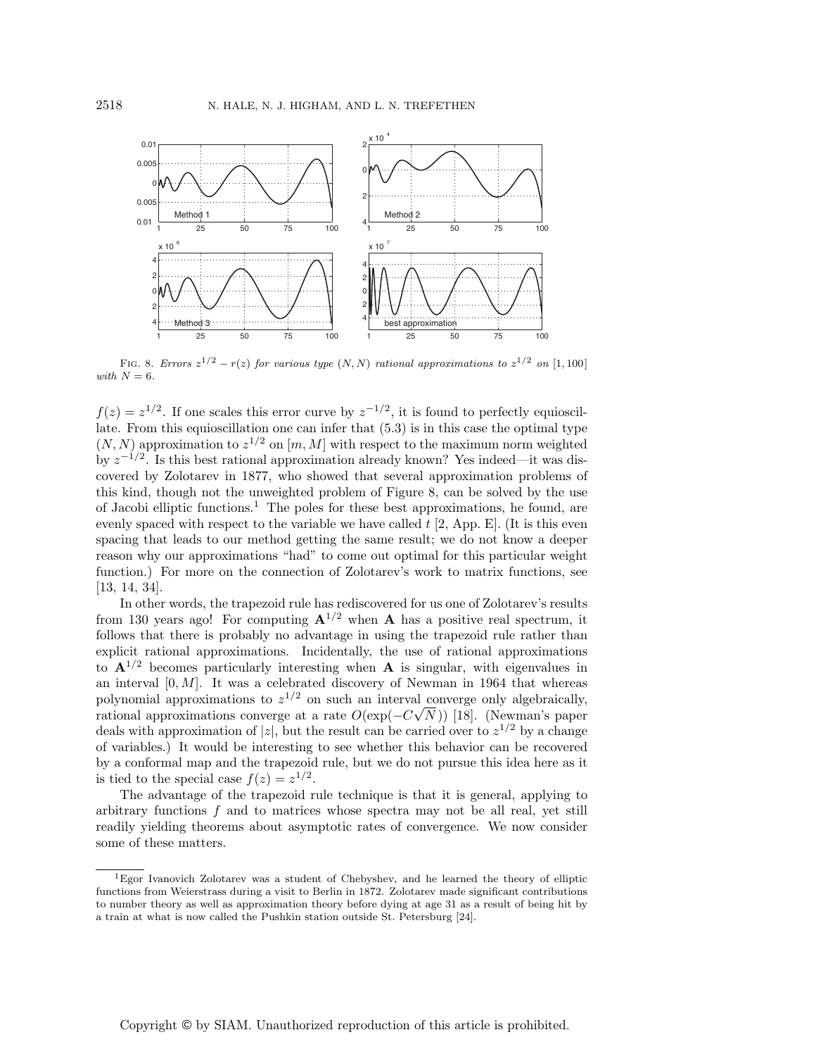FIG. 8. *Errors $z^{1/2} - r(z)$ for various type $(N, N)$ rational approximations to $z^{1/2}$ on $[1, 100]$ with $N = 6$.*

$f(z) = z^{1/2}$. If one scales this error curve by $z^{-1/2}$, it is found to perfectly equioscillate. From this equioscillation one can infer that (5.3) is in this case the optimal type $(N, N)$ approximation to $z^{1/2}$ on $[m, M]$ with respect to the maximum norm weighted by $z^{-1/2}$. Is this best rational approximation already known? Yes indeed—it was discovered by Zolotarev in 1877, who showed that several approximation problems of this kind, though not the unweighted problem of Figure 8, can be solved by the use of Jacobi elliptic functions.[1] The poles for these best approximations, he found, are evenly spaced with respect to the variable we have called $t$ [2, App. E]. (It is this even spacing that leads to our method getting the same result; we do not know a deeper reason why our approximations "had" to come out optimal for this particular weight function.) For more on the connection of Zolotarev's work to matrix functions, see [13, 14, 34].

In other words, the trapezoid rule has rediscovered for us one of Zolotarev's results from 130 years ago! For computing $\mathbf{A}^{1/2}$ when $\mathbf{A}$ has a positive real spectrum, it follows that there is probably no advantage in using the trapezoid rule rather than explicit rational approximations. Incidentally, the use of rational approximations to $\mathbf{A}^{1/2}$ becomes particularly interesting when $\mathbf{A}$ is singular, with eigenvalues in an interval $[0, M]$. It was a celebrated discovery of Newman in 1964 that whereas polynomial approximations to $z^{1/2}$ on such an interval converge only algebraically, rational approximations converge at a rate $O(\exp(-C\sqrt{N}))$ [18]. (Newman's paper deals with approximation of $|z|$, but the result can be carried over to $z^{1/2}$ by a change of variables.) It would be interesting to see whether this behavior can be recovered by a conformal map and the trapezoid rule, but we do not pursue this idea here as it is tied to the special case $f(z) = z^{1/2}$.

The advantage of the trapezoid rule technique is that it is general, applying to arbitrary functions $f$ and to matrices whose spectra may not be all real, yet still readily yielding theorems about asymptotic rates of convergence. We now consider some of these matters.

[1] Egor Ivanovich Zolotarev was a student of Chebyshev, and he learned the theory of elliptic functions from Weierstrass during a visit to Berlin in 1872. Zolotarev made significant contributions to number theory as well as approximation theory before dying at age 31 as a result of being hit by a train at what is now called the Pushkin station outside St. Petersburg [24].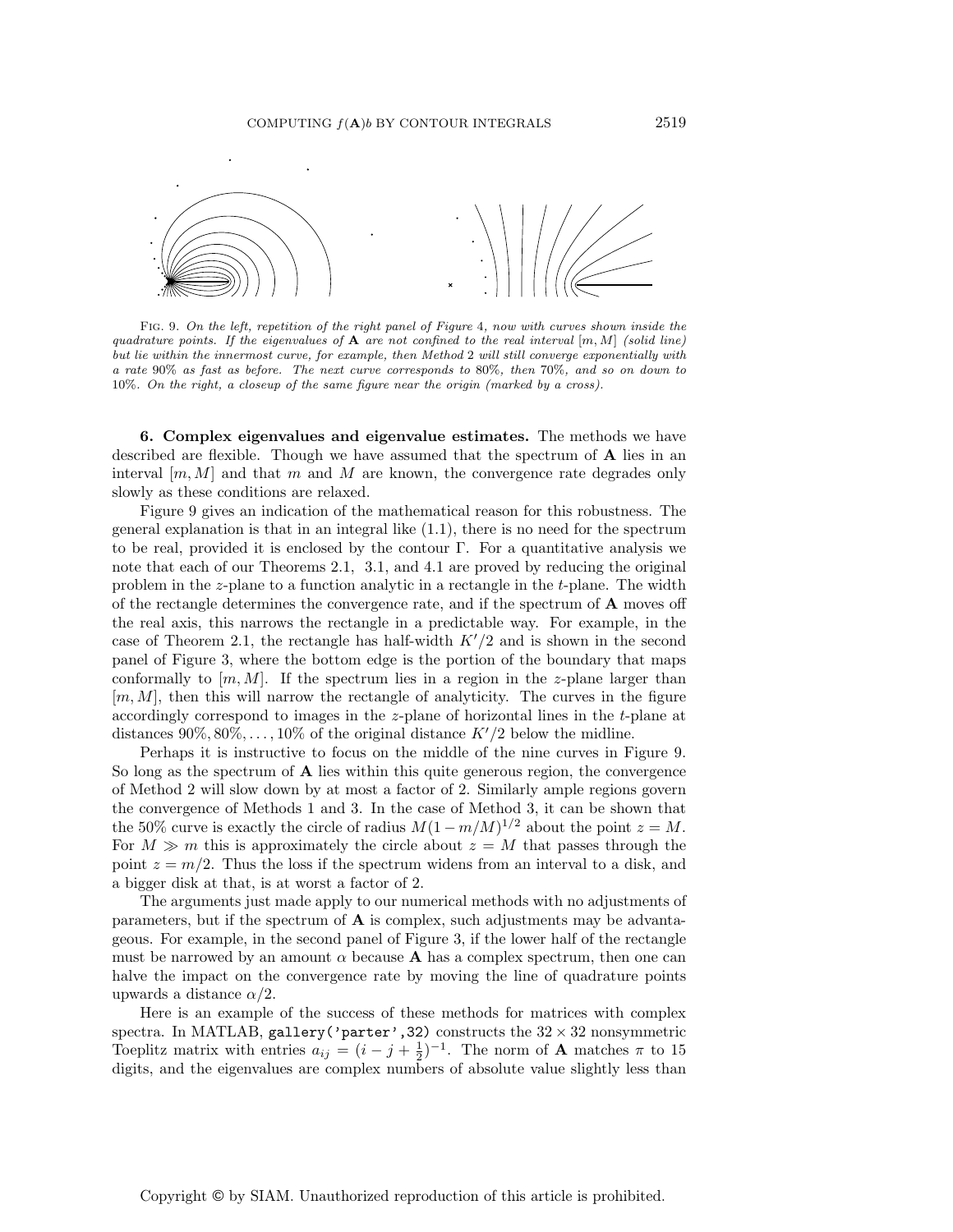Fig. 9. *On the left, repetition of the right panel of Figure 4, now with curves shown inside the quadrature points. If the eigenvalues of* $\mathbf{A}$ *are not confined to the real interval* $[m, M]$ *(solid line) but lie within the innermost curve, for example, then Method 2 will still converge exponentially with a rate 90% as fast as before. The next curve corresponds to 80%, then 70%, and so on down to 10%. On the right, a closeup of the same figure near the origin (marked by a cross).*

**6. Complex eigenvalues and eigenvalue estimates.** The methods we have described are flexible. Though we have assumed that the spectrum of $\mathbf{A}$ lies in an interval $[m, M]$ and that $m$ and $M$ are known, the convergence rate degrades only slowly as these conditions are relaxed.

Figure 9 gives an indication of the mathematical reason for this robustness. The general explanation is that in an integral like (1.1), there is no need for the spectrum to be real, provided it is enclosed by the contour $\Gamma$. For a quantitative analysis we note that each of our Theorems 2.1, 3.1, and 4.1 are proved by reducing the original problem in the $z$-plane to a function analytic in a rectangle in the $t$-plane. The width of the rectangle determines the convergence rate, and if the spectrum of $\mathbf{A}$ moves off the real axis, this narrows the rectangle in a predictable way. For example, in the case of Theorem 2.1, the rectangle has half-width $K'/2$ and is shown in the second panel of Figure 3, where the bottom edge is the portion of the boundary that maps conformally to $[m, M]$. If the spectrum lies in a region in the $z$-plane larger than $[m, M]$, then this will narrow the rectangle of analyticity. The curves in the figure accordingly correspond to images in the $z$-plane of horizontal lines in the $t$-plane at distances $90\%, 80\%, \ldots, 10\%$ of the original distance $K'/2$ below the midline.

Perhaps it is instructive to focus on the middle of the nine curves in Figure 9. So long as the spectrum of $\mathbf{A}$ lies within this quite generous region, the convergence of Method 2 will slow down by at most a factor of 2. Similarly ample regions govern the convergence of Methods 1 and 3. In the case of Method 3, it can be shown that the 50% curve is exactly the circle of radius $M(1 - m/M)^{1/2}$ about the point $z = M$. For $M \gg m$ this is approximately the circle about $z = M$ that passes through the point $z = m/2$. Thus the loss if the spectrum widens from an interval to a disk, and a bigger disk at that, is at worst a factor of 2.

The arguments just made apply to our numerical methods with no adjustments of parameters, but if the spectrum of $\mathbf{A}$ is complex, such adjustments may be advantageous. For example, in the second panel of Figure 3, if the lower half of the rectangle must be narrowed by an amount $\alpha$ because $\mathbf{A}$ has a complex spectrum, then one can halve the impact on the convergence rate by moving the line of quadrature points upwards a distance $\alpha/2$.

Here is an example of the success of these methods for matrices with complex spectra. In MATLAB, `gallery('parter',32)` constructs the $32 \times 32$ nonsymmetric Toeplitz matrix with entries $a_{ij} = (i - j + \frac{1}{2})^{-1}$. The norm of $\mathbf{A}$ matches $\pi$ to 15 digits, and the eigenvalues are complex numbers of absolute value slightly less than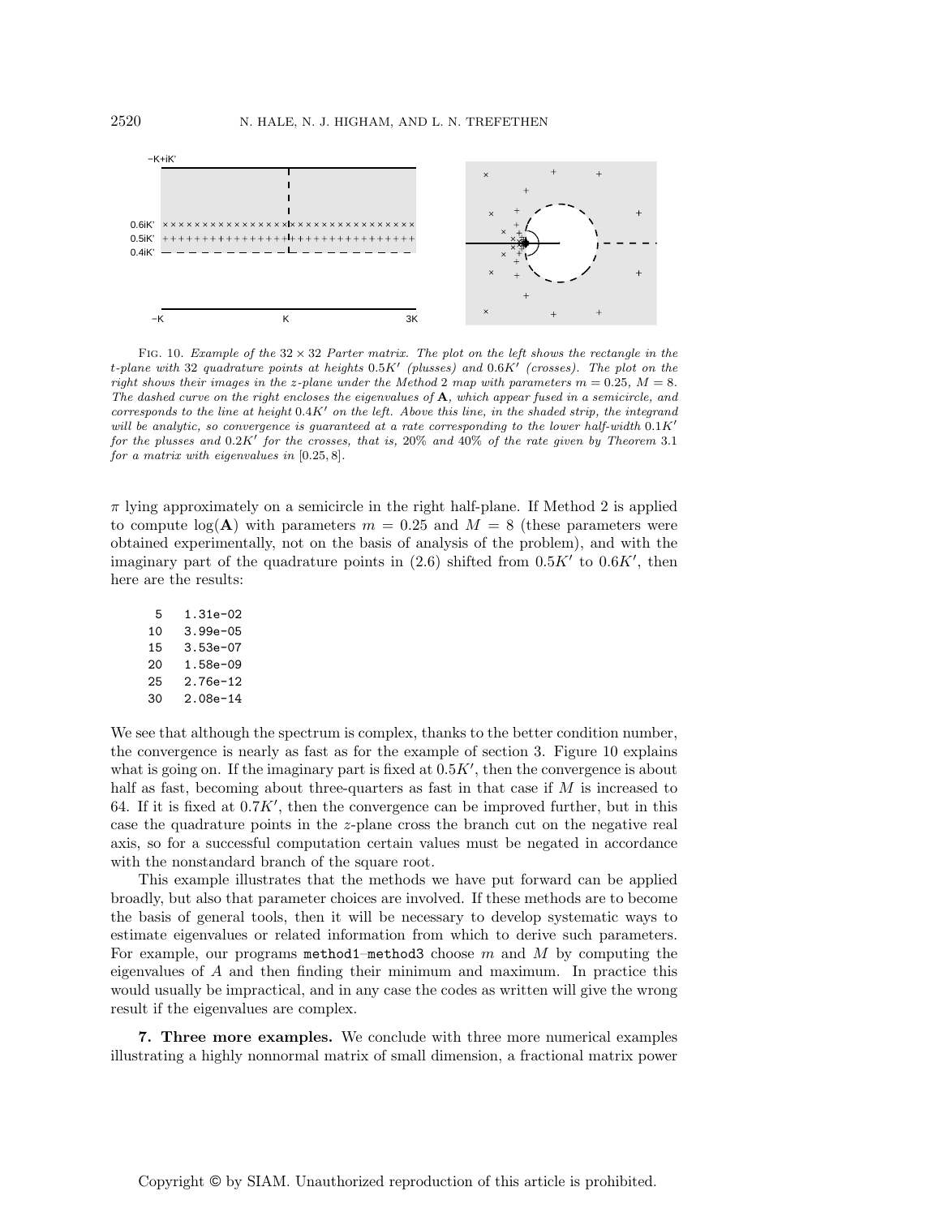FIG. 10. *Example of the* $32 \times 32$ *Parter matrix. The plot on the left shows the rectangle in the* $t$*-plane with* 32 *quadrature points at heights* $0.5K'$ *(plusses) and* $0.6K'$ *(crosses). The plot on the right shows their images in the* $z$*-plane under the Method* 2 *map with parameters* $m = 0.25$, $M = 8$. *The dashed curve on the right encloses the eigenvalues of* $\mathbf{A}$*, which appear fused in a semicircle, and corresponds to the line at height* $0.4K'$ *on the left. Above this line, in the shaded strip, the integrand will be analytic, so convergence is guaranteed at a rate corresponding to the lower half-width* $0.1K'$ *for the plusses and* $0.2K'$ *for the crosses, that is,* 20% *and* 40% *of the rate given by Theorem* 3.1 *for a matrix with eigenvalues in* $[0.25, 8]$.

$\pi$ lying approximately on a semicircle in the right half-plane. If Method 2 is applied to compute $\log(\mathbf{A})$ with parameters $m = 0.25$ and $M = 8$ (these parameters were obtained experimentally, not on the basis of analysis of the problem), and with the imaginary part of the quadrature points in (2.6) shifted from $0.5K'$ to $0.6K'$, then here are the results:

```
 5   1.31e-02
10   3.99e-05
15   3.53e-07
20   1.58e-09
25   2.76e-12
30   2.08e-14
```

We see that although the spectrum is complex, thanks to the better condition number, the convergence is nearly as fast as for the example of section 3. Figure 10 explains what is going on. If the imaginary part is fixed at $0.5K'$, then the convergence is about half as fast, becoming about three-quarters as fast in that case if $M$ is increased to 64. If it is fixed at $0.7K'$, then the convergence can be improved further, but in this case the quadrature points in the $z$-plane cross the branch cut on the negative real axis, so for a successful computation certain values must be negated in accordance with the nonstandard branch of the square root.

This example illustrates that the methods we have put forward can be applied broadly, but also that parameter choices are involved. If these methods are to become the basis of general tools, then it will be necessary to develop systematic ways to estimate eigenvalues or related information from which to derive such parameters. For example, our programs `method1`–`method3` choose $m$ and $M$ by computing the eigenvalues of $A$ and then finding their minimum and maximum. In practice this would usually be impractical, and in any case the codes as written will give the wrong result if the eigenvalues are complex.

## 7. Three more examples.

We conclude with three more numerical examples illustrating a highly nonnormal matrix of small dimension, a fractional matrix power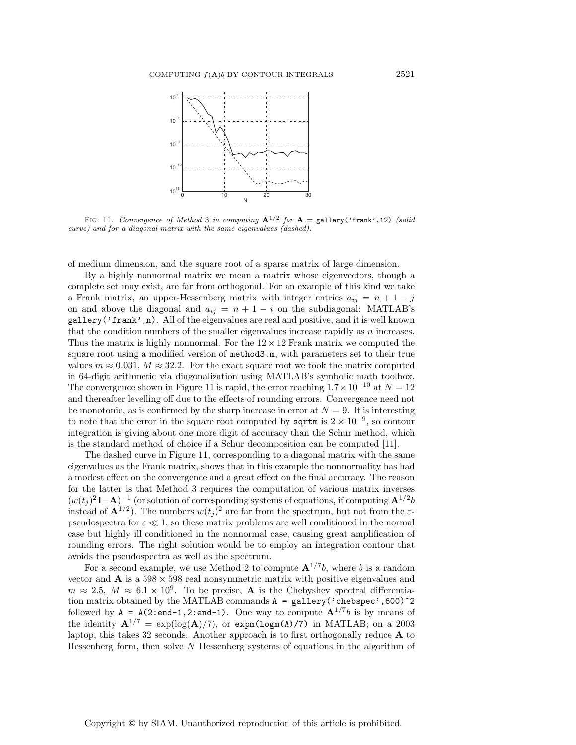FIG. 11. *Convergence of Method 3 in computing $\mathbf{A}^{1/2}$ for $\mathbf{A}$ = `gallery('frank',12)` (solid curve) and for a diagonal matrix with the same eigenvalues (dashed).*

of medium dimension, and the square root of a sparse matrix of large dimension.

By a highly nonnormal matrix we mean a matrix whose eigenvectors, though a complete set may exist, are far from orthogonal. For an example of this kind we take a Frank matrix, an upper-Hessenberg matrix with integer entries $a_{ij} = n + 1 - j$ on and above the diagonal and $a_{ij} = n + 1 - i$ on the subdiagonal: MATLAB's `gallery('frank',n)`. All of the eigenvalues are real and positive, and it is well known that the condition numbers of the smaller eigenvalues increase rapidly as $n$ increases. Thus the matrix is highly nonnormal. For the $12 \times 12$ Frank matrix we computed the square root using a modified version of `method3.m`, with parameters set to their true values $m \approx 0.031$, $M \approx 32.2$. For the exact square root we took the matrix computed in 64-digit arithmetic via diagonalization using MATLAB's symbolic math toolbox. The convergence shown in Figure 11 is rapid, the error reaching $1.7 \times 10^{-10}$ at $N = 12$ and thereafter levelling off due to the effects of rounding errors. Convergence need not be monotonic, as is confirmed by the sharp increase in error at $N = 9$. It is interesting to note that the error in the square root computed by `sqrtm` is $2 \times 10^{-9}$, so contour integration is giving about one more digit of accuracy than the Schur method, which is the standard method of choice if a Schur decomposition can be computed [11].

The dashed curve in Figure 11, corresponding to a diagonal matrix with the same eigenvalues as the Frank matrix, shows that in this example the nonnormality has had a modest effect on the convergence and a great effect on the final accuracy. The reason for the latter is that Method 3 requires the computation of various matrix inverses $(w(t_j)^2\mathbf{I}-\mathbf{A})^{-1}$ (or solution of corresponding systems of equations, if computing $\mathbf{A}^{1/2}b$ instead of $\mathbf{A}^{1/2}$). The numbers $w(t_j)^2$ are far from the spectrum, but not from the $\varepsilon$-pseudospectra for $\varepsilon \ll 1$, so these matrix problems are well conditioned in the normal case but highly ill conditioned in the nonnormal case, causing great amplification of rounding errors. The right solution would be to employ an integration contour that avoids the pseudospectra as well as the spectrum.

For a second example, we use Method 2 to compute $\mathbf{A}^{1/7}b$, where $b$ is a random vector and $\mathbf{A}$ is a $598 \times 598$ real nonsymmetric matrix with positive eigenvalues and $m \approx 2.5$, $M \approx 6.1 \times 10^9$. To be precise, $\mathbf{A}$ is the Chebyshev spectral differentiation matrix obtained by the MATLAB commands `A = gallery('chebspec',600)^2` followed by `A = A(2:end-1,2:end-1)`. One way to compute $\mathbf{A}^{1/7}b$ is by means of the identity $\mathbf{A}^{1/7} = \exp(\log(\mathbf{A})/7)$, or `expm(logm(A)/7)` in MATLAB; on a 2003 laptop, this takes 32 seconds. Another approach is to first orthogonally reduce $\mathbf{A}$ to Hessenberg form, then solve $N$ Hessenberg systems of equations in the algorithm of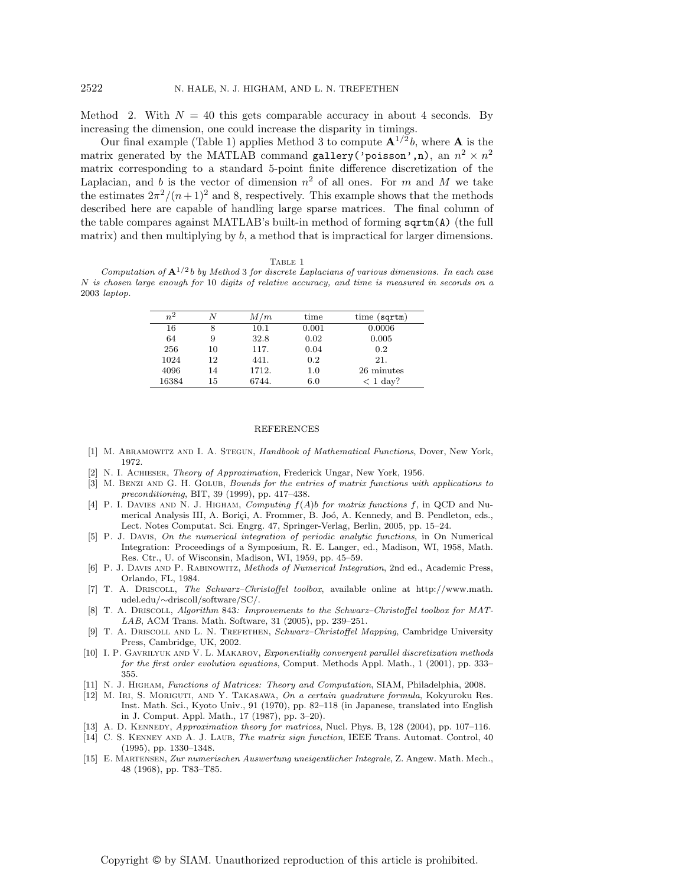Method 2. With $N = 40$ this gets comparable accuracy in about 4 seconds. By increasing the dimension, one could increase the disparity in timings.

Our final example (Table 1) applies Method 3 to compute $\mathbf{A}^{1/2}b$, where $\mathbf{A}$ is the matrix generated by the MATLAB command `gallery('poisson',n)`, an $n^2 \times n^2$ matrix corresponding to a standard 5-point finite difference discretization of the Laplacian, and $b$ is the vector of dimension $n^2$ of all ones. For $m$ and $M$ we take the estimates $2\pi^2/(n+1)^2$ and 8, respectively. This example shows that the methods described here are capable of handling large sparse matrices. The final column of the table compares against MATLAB's built-in method of forming `sqrtm(A)` (the full matrix) and then multiplying by $b$, a method that is impractical for larger dimensions.

Table 1

*Computation of $\mathbf{A}^{1/2}b$ by Method 3 for discrete Laplacians of various dimensions. In each case $N$ is chosen large enough for 10 digits of relative accuracy, and time is measured in seconds on a 2003 laptop.*

| $n^2$ | $N$ | $M/m$ | time | time (`sqrtm`) |
|---|---|---|---|---|
| 16 | 8 | 10.1 | 0.001 | 0.0006 |
| 64 | 9 | 32.8 | 0.02 | 0.005 |
| 256 | 10 | 117. | 0.04 | 0.2 |
| 1024 | 12 | 441. | 0.2 | 21. |
| 4096 | 14 | 1712. | 1.0 | 26 minutes |
| 16384 | 15 | 6744. | 6.0 | < 1 day? |

## REFERENCES

[1] M. Abramowitz and I. A. Stegun, *Handbook of Mathematical Functions*, Dover, New York, 1972.

[2] N. I. Achieser, *Theory of Approximation*, Frederick Ungar, New York, 1956.

[3] M. Benzi and G. H. Golub, *Bounds for the entries of matrix functions with applications to preconditioning*, BIT, 39 (1999), pp. 417–438.

[4] P. I. Davies and N. J. Higham, *Computing $f(A)b$ for matrix functions $f$*, in QCD and Numerical Analysis III, A. Boriçi, A. Frommer, B. Joó, A. Kennedy, and B. Pendleton, eds., Lect. Notes Computat. Sci. Engrg. 47, Springer-Verlag, Berlin, 2005, pp. 15–24.

[5] P. J. Davis, *On the numerical integration of periodic analytic functions*, in On Numerical Integration: Proceedings of a Symposium, R. E. Langer, ed., Madison, WI, 1958, Math. Res. Ctr., U. of Wisconsin, Madison, WI, 1959, pp. 45–59.

[6] P. J. Davis and P. Rabinowitz, *Methods of Numerical Integration*, 2nd ed., Academic Press, Orlando, FL, 1984.

[7] T. A. Driscoll, *The Schwarz–Christoffel toolbox*, available online at http://www.math.udel.edu/∼driscoll/software/SC/.

[8] T. A. Driscoll, *Algorithm 843: Improvements to the Schwarz–Christoffel toolbox for MATLAB*, ACM Trans. Math. Software, 31 (2005), pp. 239–251.

[9] T. A. Driscoll and L. N. Trefethen, *Schwarz–Christoffel Mapping*, Cambridge University Press, Cambridge, UK, 2002.

[10] I. P. Gavrilyuk and V. L. Makarov, *Exponentially convergent parallel discretization methods for the first order evolution equations*, Comput. Methods Appl. Math., 1 (2001), pp. 333–355.

[11] N. J. Higham, *Functions of Matrices: Theory and Computation*, SIAM, Philadelphia, 2008.

[12] M. Iri, S. Moriguti, and Y. Takasawa, *On a certain quadrature formula*, Kokyuroku Res. Inst. Math. Sci., Kyoto Univ., 91 (1970), pp. 82–118 (in Japanese, translated into English in J. Comput. Appl. Math., 17 (1987), pp. 3–20).

[13] A. D. Kennedy, *Approximation theory for matrices*, Nucl. Phys. B, 128 (2004), pp. 107–116.

[14] C. S. Kenney and A. J. Laub, *The matrix sign function*, IEEE Trans. Automat. Control, 40 (1995), pp. 1330–1348.

[15] E. Martensen, *Zur numerischen Auswertung uneigentlicher Integrale*, Z. Angew. Math. Mech., 48 (1968), pp. T83–T85.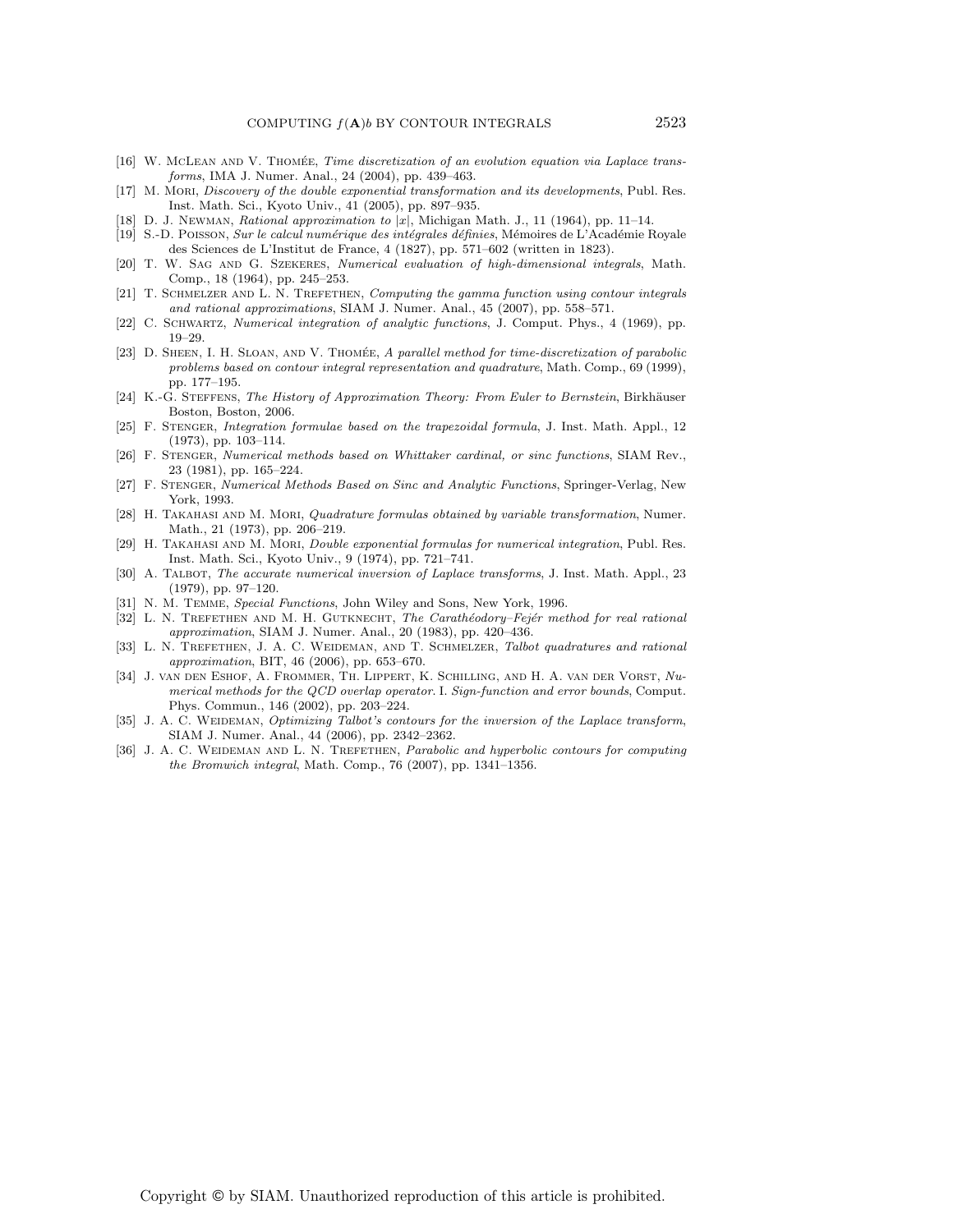[16] W. McLean and V. Thomée, *Time discretization of an evolution equation via Laplace transforms*, IMA J. Numer. Anal., 24 (2004), pp. 439–463.

[17] M. Mori, *Discovery of the double exponential transformation and its developments*, Publ. Res. Inst. Math. Sci., Kyoto Univ., 41 (2005), pp. 897–935.

[18] D. J. Newman, *Rational approximation to* $|x|$, Michigan Math. J., 11 (1964), pp. 11–14.

[19] S.-D. Poisson, *Sur le calcul numérique des intégrales définies*, Mémoires de L'Académie Royale des Sciences de L'Institut de France, 4 (1827), pp. 571–602 (written in 1823).

[20] T. W. Sag and G. Szekeres, *Numerical evaluation of high-dimensional integrals*, Math. Comp., 18 (1964), pp. 245–253.

[21] T. Schmelzer and L. N. Trefethen, *Computing the gamma function using contour integrals and rational approximations*, SIAM J. Numer. Anal., 45 (2007), pp. 558–571.

[22] C. Schwartz, *Numerical integration of analytic functions*, J. Comput. Phys., 4 (1969), pp. 19–29.

[23] D. Sheen, I. H. Sloan, and V. Thomée, *A parallel method for time-discretization of parabolic problems based on contour integral representation and quadrature*, Math. Comp., 69 (1999), pp. 177–195.

[24] K.-G. Steffens, *The History of Approximation Theory: From Euler to Bernstein*, Birkhäuser Boston, Boston, 2006.

[25] F. Stenger, *Integration formulae based on the trapezoidal formula*, J. Inst. Math. Appl., 12 (1973), pp. 103–114.

[26] F. Stenger, *Numerical methods based on Whittaker cardinal, or sinc functions*, SIAM Rev., 23 (1981), pp. 165–224.

[27] F. Stenger, *Numerical Methods Based on Sinc and Analytic Functions*, Springer-Verlag, New York, 1993.

[28] H. Takahasi and M. Mori, *Quadrature formulas obtained by variable transformation*, Numer. Math., 21 (1973), pp. 206–219.

[29] H. Takahasi and M. Mori, *Double exponential formulas for numerical integration*, Publ. Res. Inst. Math. Sci., Kyoto Univ., 9 (1974), pp. 721–741.

[30] A. Talbot, *The accurate numerical inversion of Laplace transforms*, J. Inst. Math. Appl., 23 (1979), pp. 97–120.

[31] N. M. Temme, *Special Functions*, John Wiley and Sons, New York, 1996.

[32] L. N. Trefethen and M. H. Gutknecht, *The Carathéodory–Fejér method for real rational approximation*, SIAM J. Numer. Anal., 20 (1983), pp. 420–436.

[33] L. N. Trefethen, J. A. C. Weideman, and T. Schmelzer, *Talbot quadratures and rational approximation*, BIT, 46 (2006), pp. 653–670.

[34] J. van den Eshof, A. Frommer, Th. Lippert, K. Schilling, and H. A. van der Vorst, *Numerical methods for the QCD overlap operator*. I. *Sign-function and error bounds*, Comput. Phys. Commun., 146 (2002), pp. 203–224.

[35] J. A. C. Weideman, *Optimizing Talbot's contours for the inversion of the Laplace transform*, SIAM J. Numer. Anal., 44 (2006), pp. 2342–2362.

[36] J. A. C. Weideman and L. N. Trefethen, *Parabolic and hyperbolic contours for computing the Bromwich integral*, Math. Comp., 76 (2007), pp. 1341–1356.